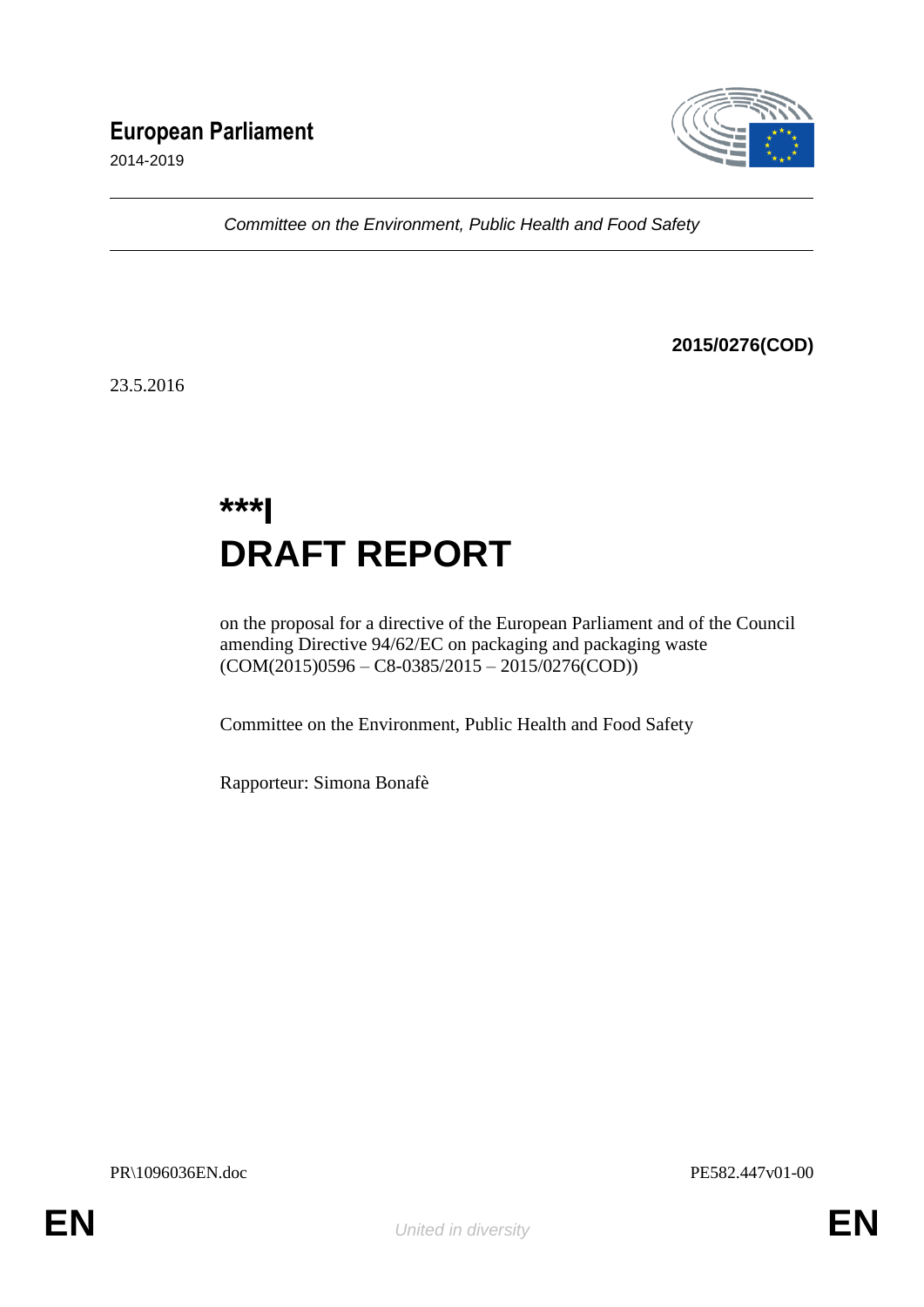# European Parliament

2014-2019

*Committee on the Environment, Public Health and Food Safety*

**2015/0276(COD)**

23.5.2016

# ***I
# DRAFT REPORT

on the proposal for a directive of the European Parliament and of the Council amending Directive 94/62/EC on packaging and packaging waste (COM(2015)0596 – C8-0385/2015 – 2015/0276(COD))

Committee on the Environment, Public Health and Food Safety

Rapporteur: Simona Bonafè

PR\1096036EN.doc PE582.447v01-00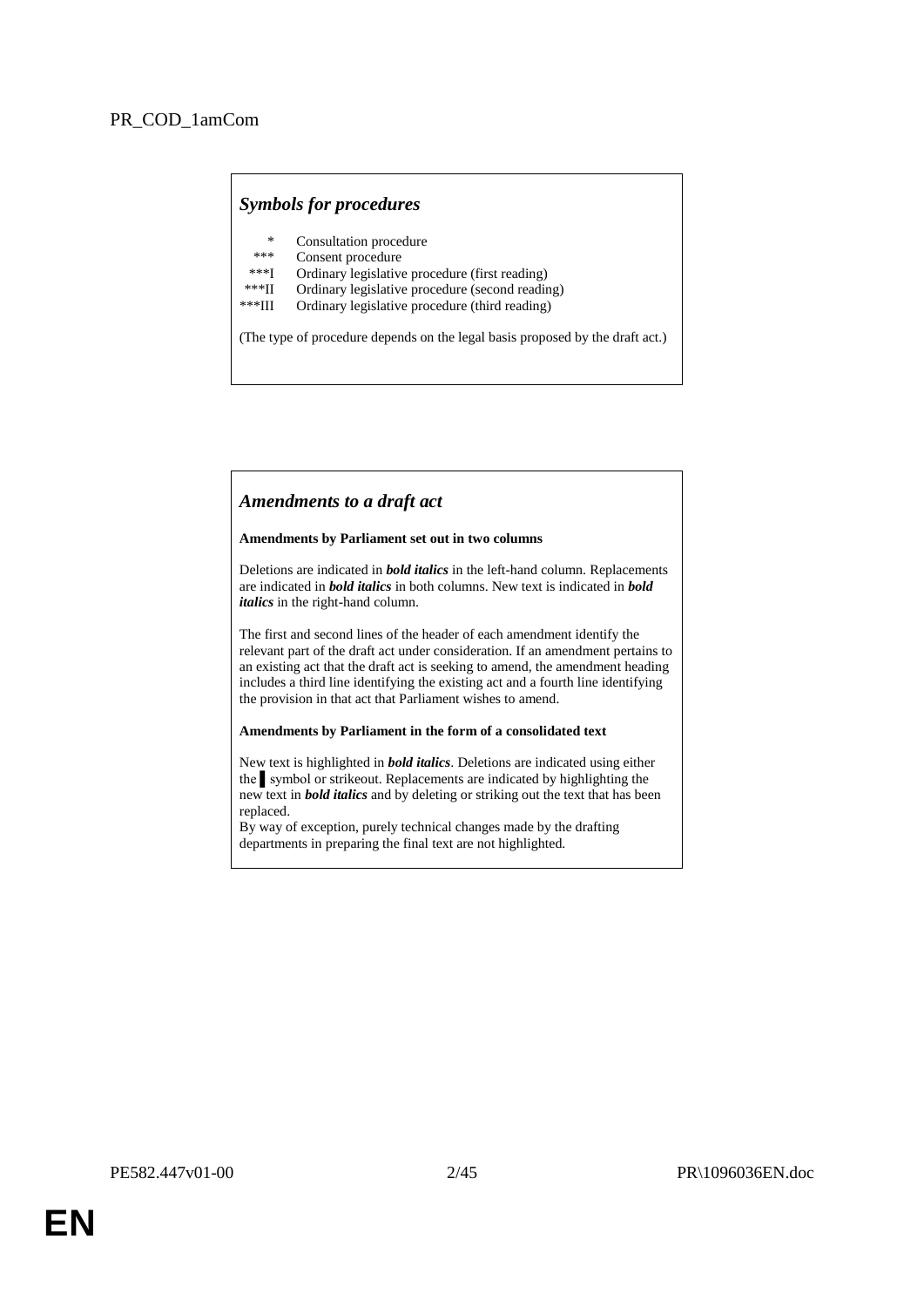PR_COD_1amCom

### *Symbols for procedures*

| | |
|---|---|
| * | Consultation procedure |
| *** | Consent procedure |
| ***I | Ordinary legislative procedure (first reading) |
| ***II | Ordinary legislative procedure (second reading) |
| ***III | Ordinary legislative procedure (third reading) |

(The type of procedure depends on the legal basis proposed by the draft act.)

### *Amendments to a draft act*

**Amendments by Parliament set out in two columns**

Deletions are indicated in ***bold italics*** in the left-hand column. Replacements are indicated in ***bold italics*** in both columns. New text is indicated in ***bold italics*** in the right-hand column.

The first and second lines of the header of each amendment identify the relevant part of the draft act under consideration. If an amendment pertains to an existing act that the draft act is seeking to amend, the amendment heading includes a third line identifying the existing act and a fourth line identifying the provision in that act that Parliament wishes to amend.

**Amendments by Parliament in the form of a consolidated text**

New text is highlighted in ***bold italics***. Deletions are indicated using either the ▌ symbol or strikeout. Replacements are indicated by highlighting the new text in ***bold italics*** and by deleting or striking out the text that has been replaced.
By way of exception, purely technical changes made by the drafting departments in preparing the final text are not highlighted.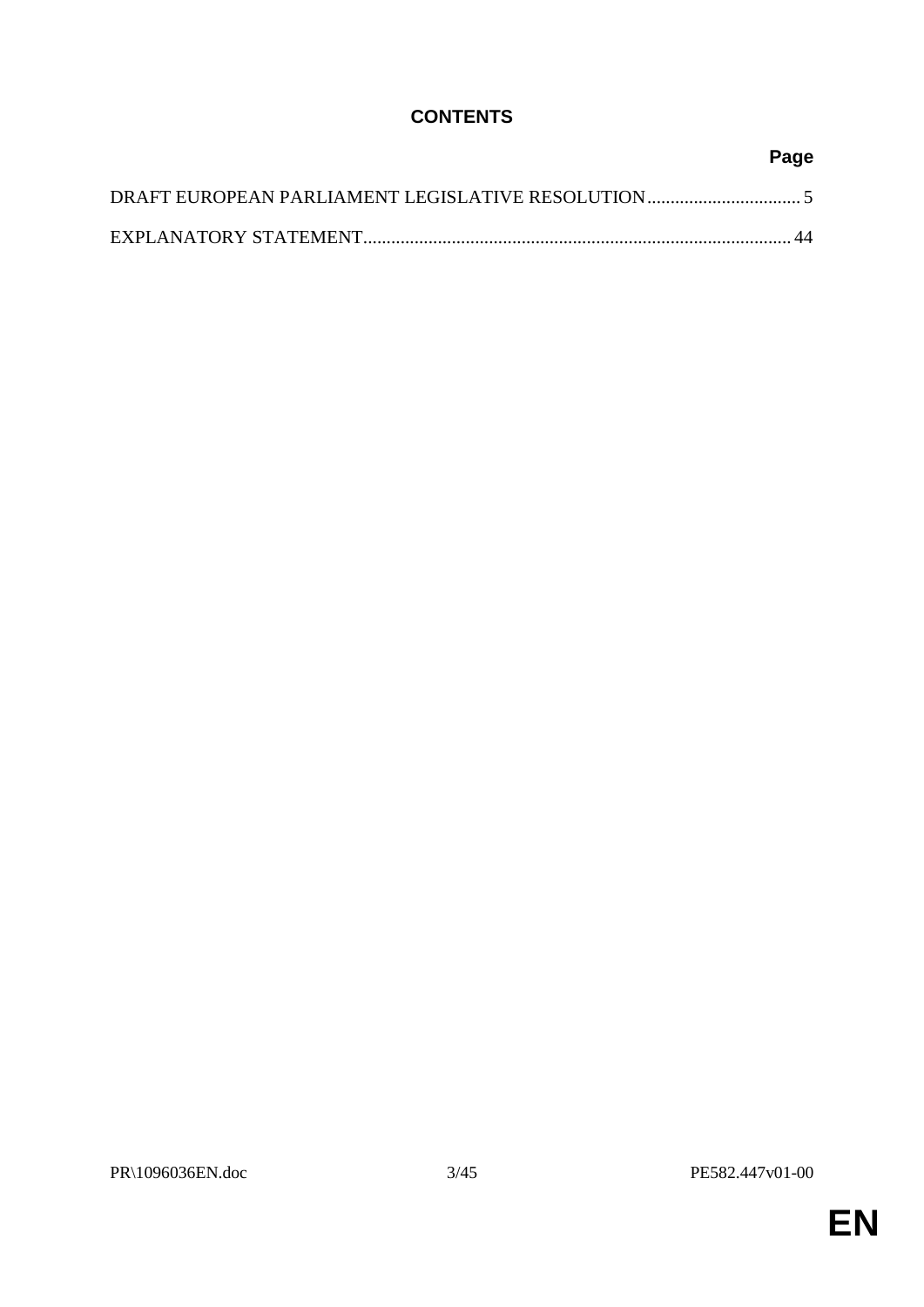# CONTENTS

| | Page |
|---|---|
| DRAFT EUROPEAN PARLIAMENT LEGISLATIVE RESOLUTION | 5 |
| EXPLANATORY STATEMENT | 44 |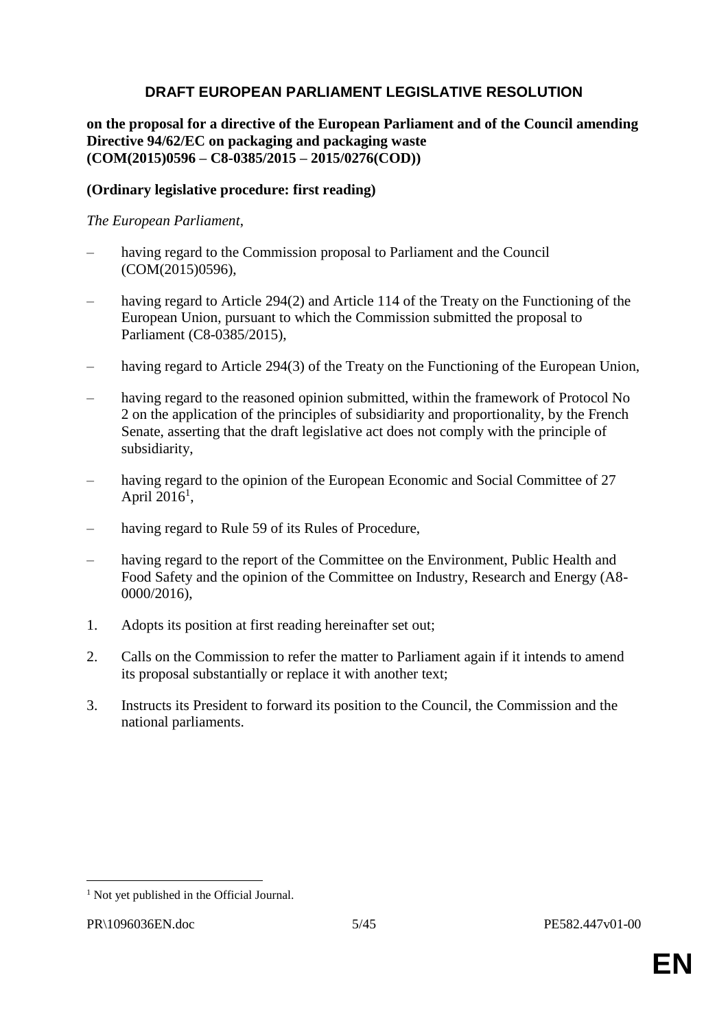## DRAFT EUROPEAN PARLIAMENT LEGISLATIVE RESOLUTION

**on the proposal for a directive of the European Parliament and of the Council amending Directive 94/62/EC on packaging and packaging waste (COM(2015)0596 – C8-0385/2015 – 2015/0276(COD))**

**(Ordinary legislative procedure: first reading)**

*The European Parliament*,

– having regard to the Commission proposal to Parliament and the Council (COM(2015)0596),

– having regard to Article 294(2) and Article 114 of the Treaty on the Functioning of the European Union, pursuant to which the Commission submitted the proposal to Parliament (C8-0385/2015),

– having regard to Article 294(3) of the Treaty on the Functioning of the European Union,

– having regard to the reasoned opinion submitted, within the framework of Protocol No 2 on the application of the principles of subsidiarity and proportionality, by the French Senate, asserting that the draft legislative act does not comply with the principle of subsidiarity,

– having regard to the opinion of the European Economic and Social Committee of 27 April 2016[1],

– having regard to Rule 59 of its Rules of Procedure,

– having regard to the report of the Committee on the Environment, Public Health and Food Safety and the opinion of the Committee on Industry, Research and Energy (A8-0000/2016),

1. Adopts its position at first reading hereinafter set out;

2. Calls on the Commission to refer the matter to Parliament again if it intends to amend its proposal substantially or replace it with another text;

3. Instructs its President to forward its position to the Council, the Commission and the national parliaments.

---

[1] Not yet published in the Official Journal.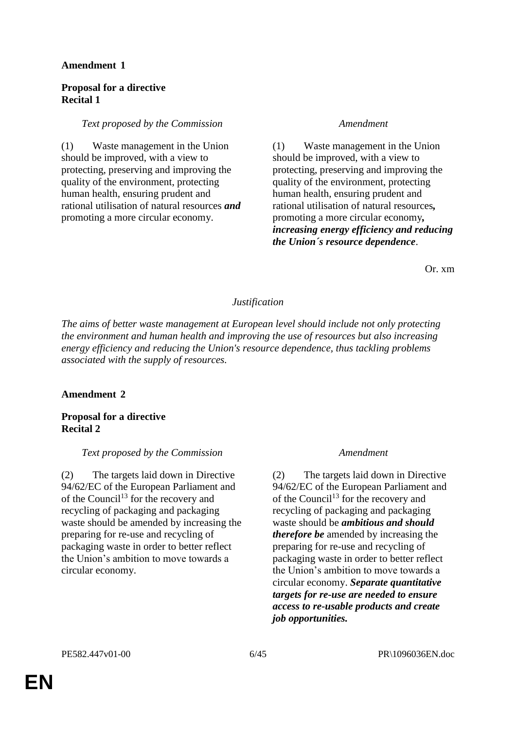**Amendment 1**

**Proposal for a directive**
**Recital 1**

| *Text proposed by the Commission* | *Amendment* |
|---|---|
| (1) Waste management in the Union should be improved, with a view to protecting, preserving and improving the quality of the environment, protecting human health, ensuring prudent and rational utilisation of natural resources ***and*** promoting a more circular economy. | (1) Waste management in the Union should be improved, with a view to protecting, preserving and improving the quality of the environment, protecting human health, ensuring prudent and rational utilisation of natural resources***,*** promoting a more circular economy***, increasing energy efficiency and reducing the Union´s resource dependence***. |

Or. xm

*Justification*

*The aims of better waste management at European level should include not only protecting the environment and human health and improving the use of resources but also increasing energy efficiency and reducing the Union's resource dependence, thus tackling problems associated with the supply of resources.*

**Amendment 2**

**Proposal for a directive**
**Recital 2**

| *Text proposed by the Commission* | *Amendment* |
|---|---|
| (2) The targets laid down in Directive 94/62/EC of the European Parliament and of the Council[13] for the recovery and recycling of packaging and packaging waste should be amended by increasing the preparing for re-use and recycling of packaging waste in order to better reflect the Union's ambition to move towards a circular economy. | (2) The targets laid down in Directive 94/62/EC of the European Parliament and of the Council[13] for the recovery and recycling of packaging and packaging waste should be ***ambitious and should therefore be*** amended by increasing the preparing for re-use and recycling of packaging waste in order to better reflect the Union's ambition to move towards a circular economy. ***Separate quantitative targets for re-use are needed to ensure access to re-usable products and create job opportunities.*** |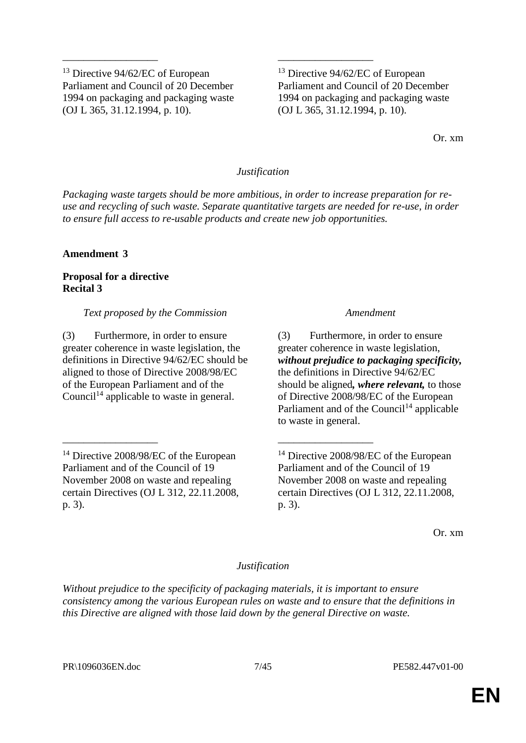| | |
|---|---|
| [13] Directive 94/62/EC of European Parliament and Council of 20 December 1994 on packaging and packaging waste (OJ L 365, 31.12.1994, p. 10). | [13] Directive 94/62/EC of European Parliament and Council of 20 December 1994 on packaging and packaging waste (OJ L 365, 31.12.1994, p. 10). |

Or. xm

*Justification*

*Packaging waste targets should be more ambitious, in order to increase preparation for re-use and recycling of such waste. Separate quantitative targets are needed for re-use, in order to ensure full access to re-usable products and create new job opportunities.*

**Amendment 3**

**Proposal for a directive**
**Recital 3**

| *Text proposed by the Commission* | *Amendment* |
|---|---|
| (3) Furthermore, in order to ensure greater coherence in waste legislation, the definitions in Directive 94/62/EC should be aligned to those of Directive 2008/98/EC of the European Parliament and of the Council[14] applicable to waste in general. | (3) Furthermore, in order to ensure greater coherence in waste legislation, ***without prejudice to packaging specificity,*** the definitions in Directive 94/62/EC should be aligned***, where relevant,*** to those of Directive 2008/98/EC of the European Parliament and of the Council[14] applicable to waste in general. |
| [14] Directive 2008/98/EC of the European Parliament and of the Council of 19 November 2008 on waste and repealing certain Directives (OJ L 312, 22.11.2008, p. 3). | [14] Directive 2008/98/EC of the European Parliament and of the Council of 19 November 2008 on waste and repealing certain Directives (OJ L 312, 22.11.2008, p. 3). |

Or. xm

*Justification*

*Without prejudice to the specificity of packaging materials, it is important to ensure consistency among the various European rules on waste and to ensure that the definitions in this Directive are aligned with those laid down by the general Directive on waste.*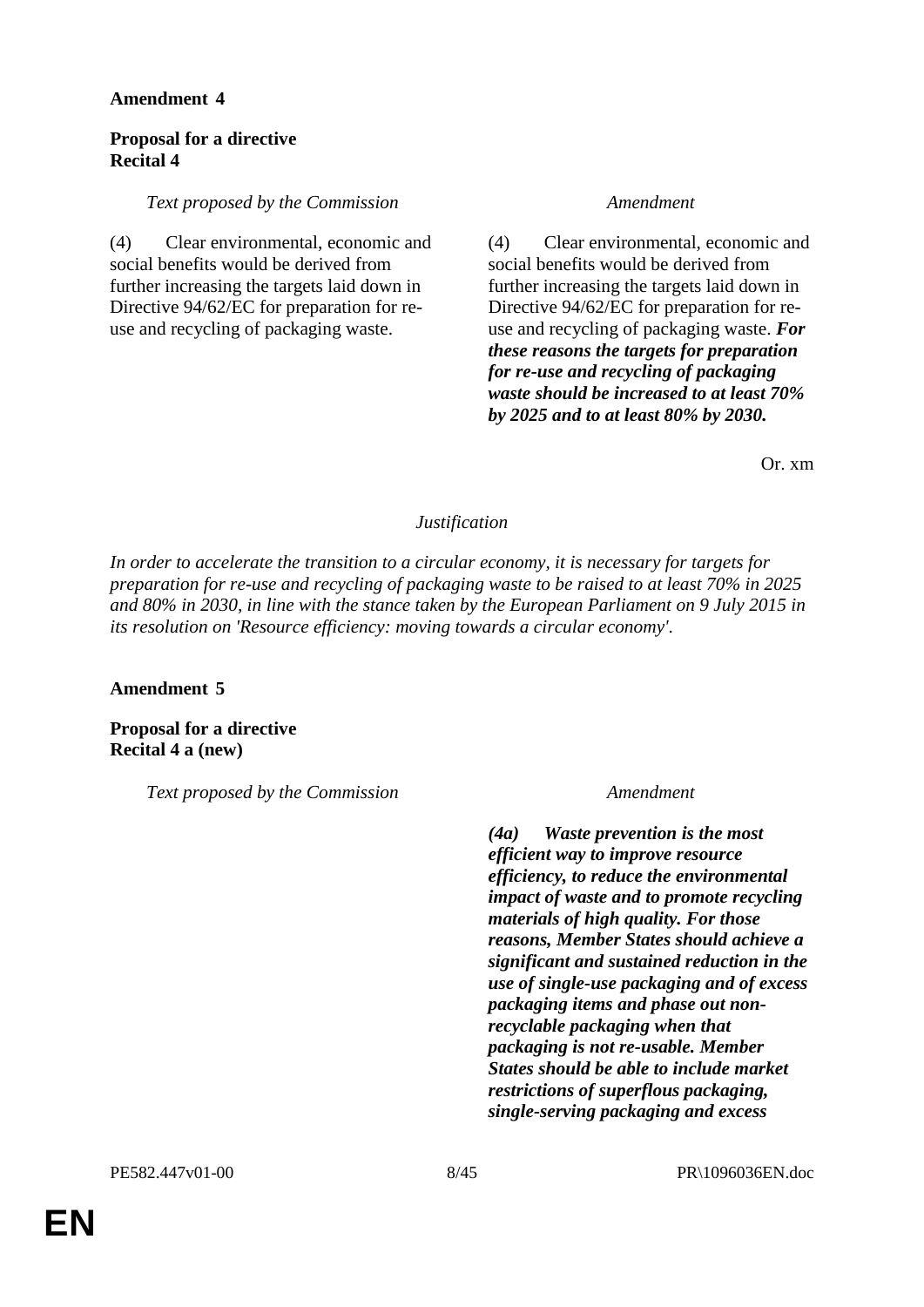**Amendment 4**

**Proposal for a directive**
**Recital 4**

| *Text proposed by the Commission* | *Amendment* |
|---|---|
| (4) Clear environmental, economic and social benefits would be derived from further increasing the targets laid down in Directive 94/62/EC for preparation for re-use and recycling of packaging waste. | (4) Clear environmental, economic and social benefits would be derived from further increasing the targets laid down in Directive 94/62/EC for preparation for re-use and recycling of packaging waste. ***For these reasons the targets for preparation for re-use and recycling of packaging waste should be increased to at least 70% by 2025 and to at least 80% by 2030.*** |

Or. xm

*Justification*

*In order to accelerate the transition to a circular economy, it is necessary for targets for preparation for re-use and recycling of packaging waste to be raised to at least 70% in 2025 and 80% in 2030, in line with the stance taken by the European Parliament on 9 July 2015 in its resolution on 'Resource efficiency: moving towards a circular economy'.*

**Amendment 5**

**Proposal for a directive**
**Recital 4 a (new)**

| *Text proposed by the Commission* | *Amendment* |
|---|---|
| | ***(4a) Waste prevention is the most efficient way to improve resource efficiency, to reduce the environmental impact of waste and to promote recycling materials of high quality. For those reasons, Member States should achieve a significant and sustained reduction in the use of single-use packaging and of excess packaging items and phase out non-recyclable packaging when that packaging is not re-usable. Member States should be able to include market restrictions of superflous packaging, single-serving packaging and excess*** |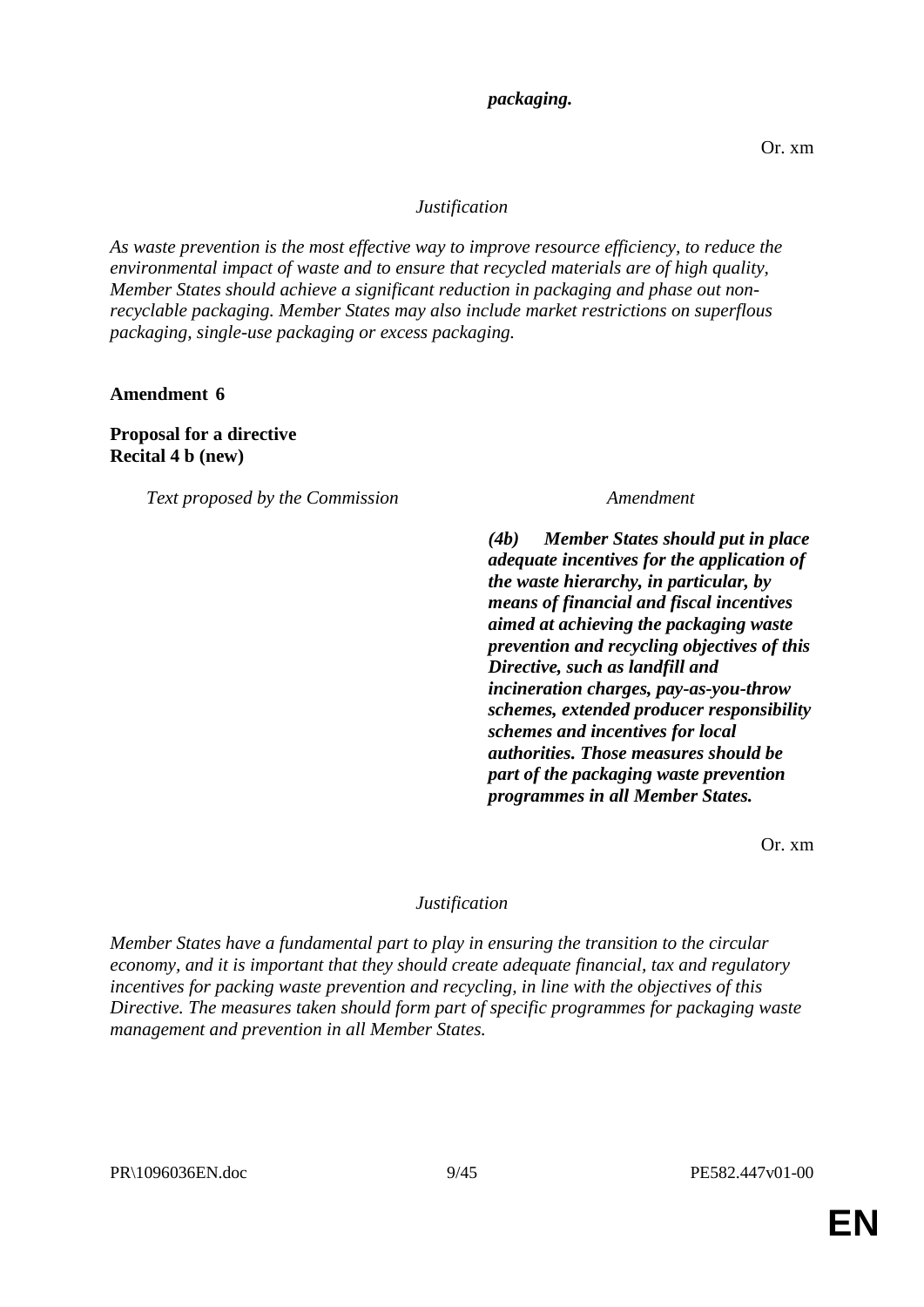***packaging.***

Or. xm

*Justification*

*As waste prevention is the most effective way to improve resource efficiency, to reduce the environmental impact of waste and to ensure that recycled materials are of high quality, Member States should achieve a significant reduction in packaging and phase out non-recyclable packaging. Member States may also include market restrictions on superflous packaging, single-use packaging or excess packaging.*

**Amendment 6**

**Proposal for a directive**
**Recital 4 b (new)**

| *Text proposed by the Commission* | *Amendment* |
|---|---|
| | ***(4b) Member States should put in place adequate incentives for the application of the waste hierarchy, in particular, by means of financial and fiscal incentives aimed at achieving the packaging waste prevention and recycling objectives of this Directive, such as landfill and incineration charges, pay-as-you-throw schemes, extended producer responsibility schemes and incentives for local authorities. Those measures should be part of the packaging waste prevention programmes in all Member States.*** |

Or. xm

*Justification*

*Member States have a fundamental part to play in ensuring the transition to the circular economy, and it is important that they should create adequate financial, tax and regulatory incentives for packing waste prevention and recycling, in line with the objectives of this Directive. The measures taken should form part of specific programmes for packaging waste management and prevention in all Member States.*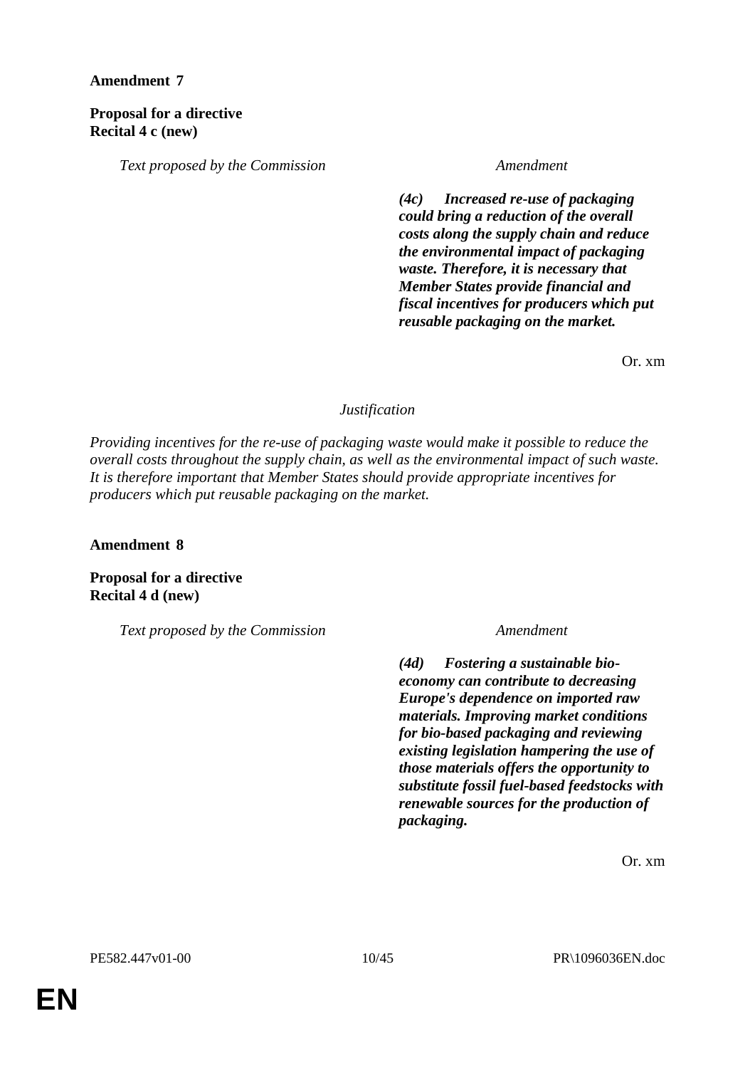**Amendment 7**

**Proposal for a directive**
**Recital 4 c (new)**

| *Text proposed by the Commission* | *Amendment* |
|---|---|
| | ***(4c) Increased re-use of packaging could bring a reduction of the overall costs along the supply chain and reduce the environmental impact of packaging waste. Therefore, it is necessary that Member States provide financial and fiscal incentives for producers which put reusable packaging on the market.*** |

Or. xm

*Justification*

*Providing incentives for the re-use of packaging waste would make it possible to reduce the overall costs throughout the supply chain, as well as the environmental impact of such waste. It is therefore important that Member States should provide appropriate incentives for producers which put reusable packaging on the market.*

**Amendment 8**

**Proposal for a directive**
**Recital 4 d (new)**

| *Text proposed by the Commission* | *Amendment* |
|---|---|
| | ***(4d) Fostering a sustainable bio-economy can contribute to decreasing Europe's dependence on imported raw materials. Improving market conditions for bio-based packaging and reviewing existing legislation hampering the use of those materials offers the opportunity to substitute fossil fuel-based feedstocks with renewable sources for the production of packaging.*** |

Or. xm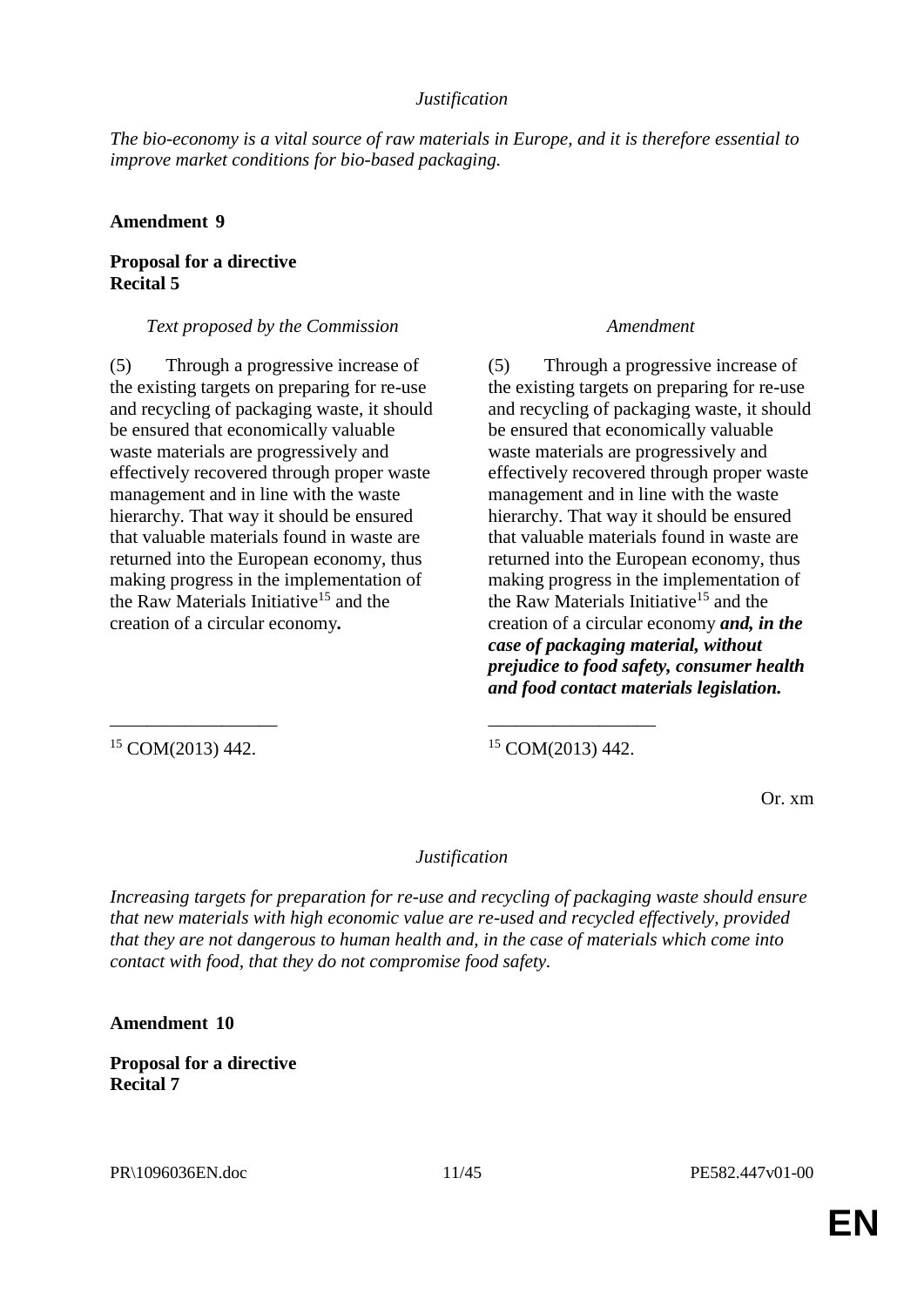*Justification*

*The bio-economy is a vital source of raw materials in Europe, and it is therefore essential to improve market conditions for bio-based packaging.*

**Amendment 9**

**Proposal for a directive**
**Recital 5**

| *Text proposed by the Commission* | *Amendment* |
|---|---|
| (5) Through a progressive increase of the existing targets on preparing for re-use and recycling of packaging waste, it should be ensured that economically valuable waste materials are progressively and effectively recovered through proper waste management and in line with the waste hierarchy. That way it should be ensured that valuable materials found in waste are returned into the European economy, thus making progress in the implementation of the Raw Materials Initiative[15] and the creation of a circular economy**.** | (5) Through a progressive increase of the existing targets on preparing for re-use and recycling of packaging waste, it should be ensured that economically valuable waste materials are progressively and effectively recovered through proper waste management and in line with the waste hierarchy. That way it should be ensured that valuable materials found in waste are returned into the European economy, thus making progress in the implementation of the Raw Materials Initiative[15] and the creation of a circular economy ***and, in the case of packaging material, without prejudice to food safety, consumer health and food contact materials legislation.*** |
| [15] COM(2013) 442. | [15] COM(2013) 442. |

Or. xm

*Justification*

*Increasing targets for preparation for re-use and recycling of packaging waste should ensure that new materials with high economic value are re-used and recycled effectively, provided that they are not dangerous to human health and, in the case of materials which come into contact with food, that they do not compromise food safety.*

**Amendment 10**

**Proposal for a directive**
**Recital 7**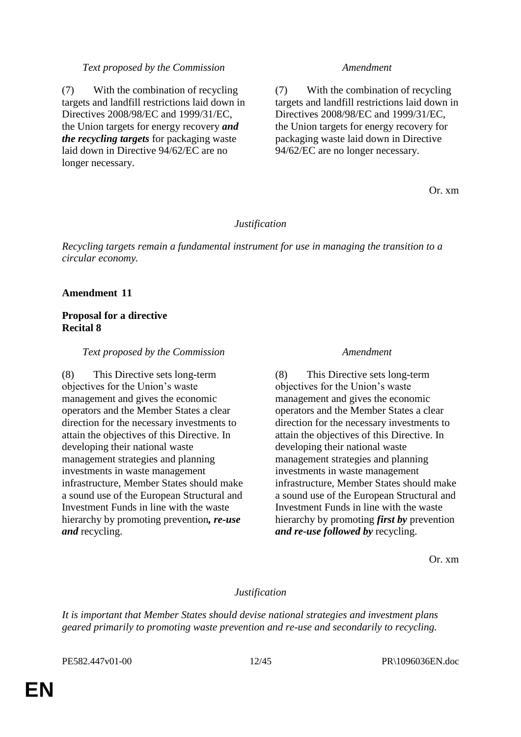| *Text proposed by the Commission* | *Amendment* |
|---|---|
| (7) With the combination of recycling targets and landfill restrictions laid down in Directives 2008/98/EC and 1999/31/EC, the Union targets for energy recovery ***and the recycling targets*** for packaging waste laid down in Directive 94/62/EC are no longer necessary. | (7) With the combination of recycling targets and landfill restrictions laid down in Directives 2008/98/EC and 1999/31/EC, the Union targets for energy recovery for packaging waste laid down in Directive 94/62/EC are no longer necessary. |

Or. xm

*Justification*

*Recycling targets remain a fundamental instrument for use in managing the transition to a circular economy.*

**Amendment 11**

**Proposal for a directive**
**Recital 8**

| *Text proposed by the Commission* | *Amendment* |
|---|---|
| (8) This Directive sets long-term objectives for the Union's waste management and gives the economic operators and the Member States a clear direction for the necessary investments to attain the objectives of this Directive. In developing their national waste management strategies and planning investments in waste management infrastructure, Member States should make a sound use of the European Structural and Investment Funds in line with the waste hierarchy by promoting prevention***, re-use and*** recycling. | (8) This Directive sets long-term objectives for the Union's waste management and gives the economic operators and the Member States a clear direction for the necessary investments to attain the objectives of this Directive. In developing their national waste management strategies and planning investments in waste management infrastructure, Member States should make a sound use of the European Structural and Investment Funds in line with the waste hierarchy by promoting ***first by*** prevention ***and re-use followed by*** recycling. |

Or. xm

*Justification*

*It is important that Member States should devise national strategies and investment plans geared primarily to promoting waste prevention and re-use and secondarily to recycling.*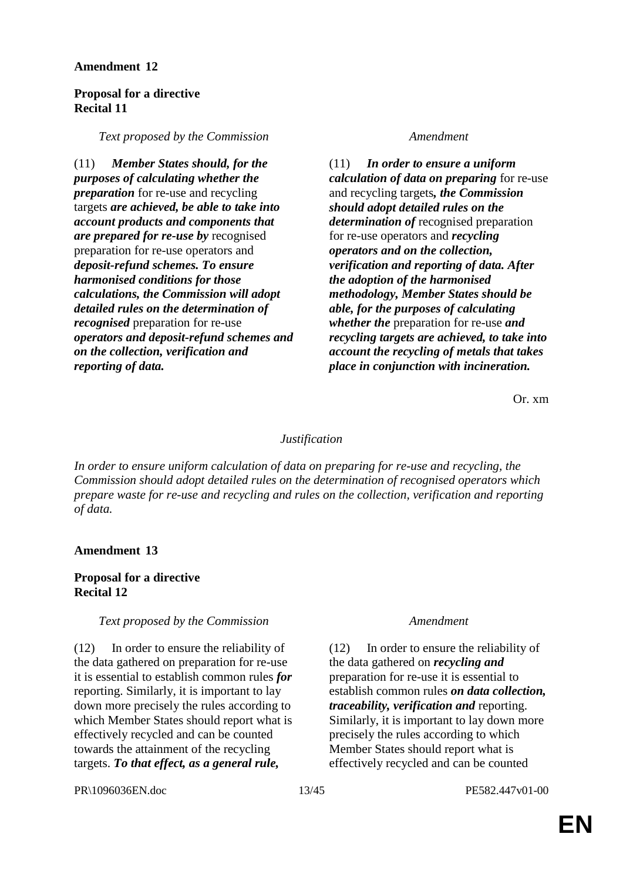**Amendment 12**

**Proposal for a directive**
**Recital 11**

| *Text proposed by the Commission* | *Amendment* |
| --- | --- |
| (11) ***Member States should, for the purposes of calculating whether the preparation*** for re-use and recycling targets ***are achieved, be able to take into account products and components that are prepared for re-use by*** recognised preparation for re-use operators and ***deposit-refund schemes. To ensure harmonised conditions for those calculations, the Commission will adopt detailed rules on the determination of recognised*** preparation for re-use ***operators and deposit-refund schemes and on the collection, verification and reporting of data.*** | (11) ***In order to ensure a uniform calculation of data on preparing*** for re-use and recycling targets***, the Commission should adopt detailed rules on the determination of*** recognised preparation for re-use operators and ***recycling operators and on the collection, verification and reporting of data. After the adoption of the harmonised methodology, Member States should be able, for the purposes of calculating whether the*** preparation for re-use ***and recycling targets are achieved, to take into account the recycling of metals that takes place in conjunction with incineration.*** |

Or. xm

*Justification*

*In order to ensure uniform calculation of data on preparing for re-use and recycling, the Commission should adopt detailed rules on the determination of recognised operators which prepare waste for re-use and recycling and rules on the collection, verification and reporting of data.*

**Amendment 13**

**Proposal for a directive**
**Recital 12**

| *Text proposed by the Commission* | *Amendment* |
| --- | --- |
| (12) In order to ensure the reliability of the data gathered on preparation for re-use it is essential to establish common rules ***for*** reporting. Similarly, it is important to lay down more precisely the rules according to which Member States should report what is effectively recycled and can be counted towards the attainment of the recycling targets. ***To that effect, as a general rule,*** | (12) In order to ensure the reliability of the data gathered on ***recycling and*** preparation for re-use it is essential to establish common rules ***on data collection, traceability, verification and*** reporting. Similarly, it is important to lay down more precisely the rules according to which Member States should report what is effectively recycled and can be counted |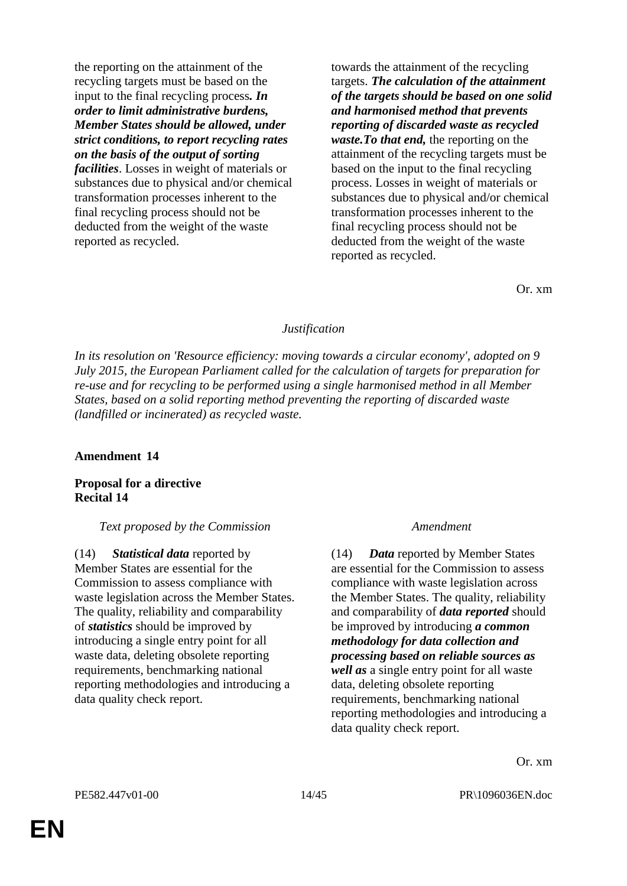| | |
|---|---|
| the reporting on the attainment of the recycling targets must be based on the input to the final recycling process***. In order to limit administrative burdens, Member States should be allowed, under strict conditions, to report recycling rates on the basis of the output of sorting facilities***. Losses in weight of materials or substances due to physical and/or chemical transformation processes inherent to the final recycling process should not be deducted from the weight of the waste reported as recycled. | towards the attainment of the recycling targets. ***The calculation of the attainment of the targets should be based on one solid and harmonised method that prevents reporting of discarded waste as recycled waste.To that end,*** the reporting on the attainment of the recycling targets must be based on the input to the final recycling process. Losses in weight of materials or substances due to physical and/or chemical transformation processes inherent to the final recycling process should not be deducted from the weight of the waste reported as recycled. |

Or. xm

*Justification*

*In its resolution on 'Resource efficiency: moving towards a circular economy', adopted on 9 July 2015, the European Parliament called for the calculation of targets for preparation for re-use and for recycling to be performed using a single harmonised method in all Member States, based on a solid reporting method preventing the reporting of discarded waste (landfilled or incinerated) as recycled waste.*

**Amendment 14**

**Proposal for a directive**
**Recital 14**

| *Text proposed by the Commission* | *Amendment* |
|---|---|
| (14) ***Statistical data*** reported by Member States are essential for the Commission to assess compliance with waste legislation across the Member States. The quality, reliability and comparability of ***statistics*** should be improved by introducing a single entry point for all waste data, deleting obsolete reporting requirements, benchmarking national reporting methodologies and introducing a data quality check report. | (14) ***Data*** reported by Member States are essential for the Commission to assess compliance with waste legislation across the Member States. The quality, reliability and comparability of ***data reported*** should be improved by introducing ***a common methodology for data collection and processing based on reliable sources as well as*** a single entry point for all waste data, deleting obsolete reporting requirements, benchmarking national reporting methodologies and introducing a data quality check report. |

Or. xm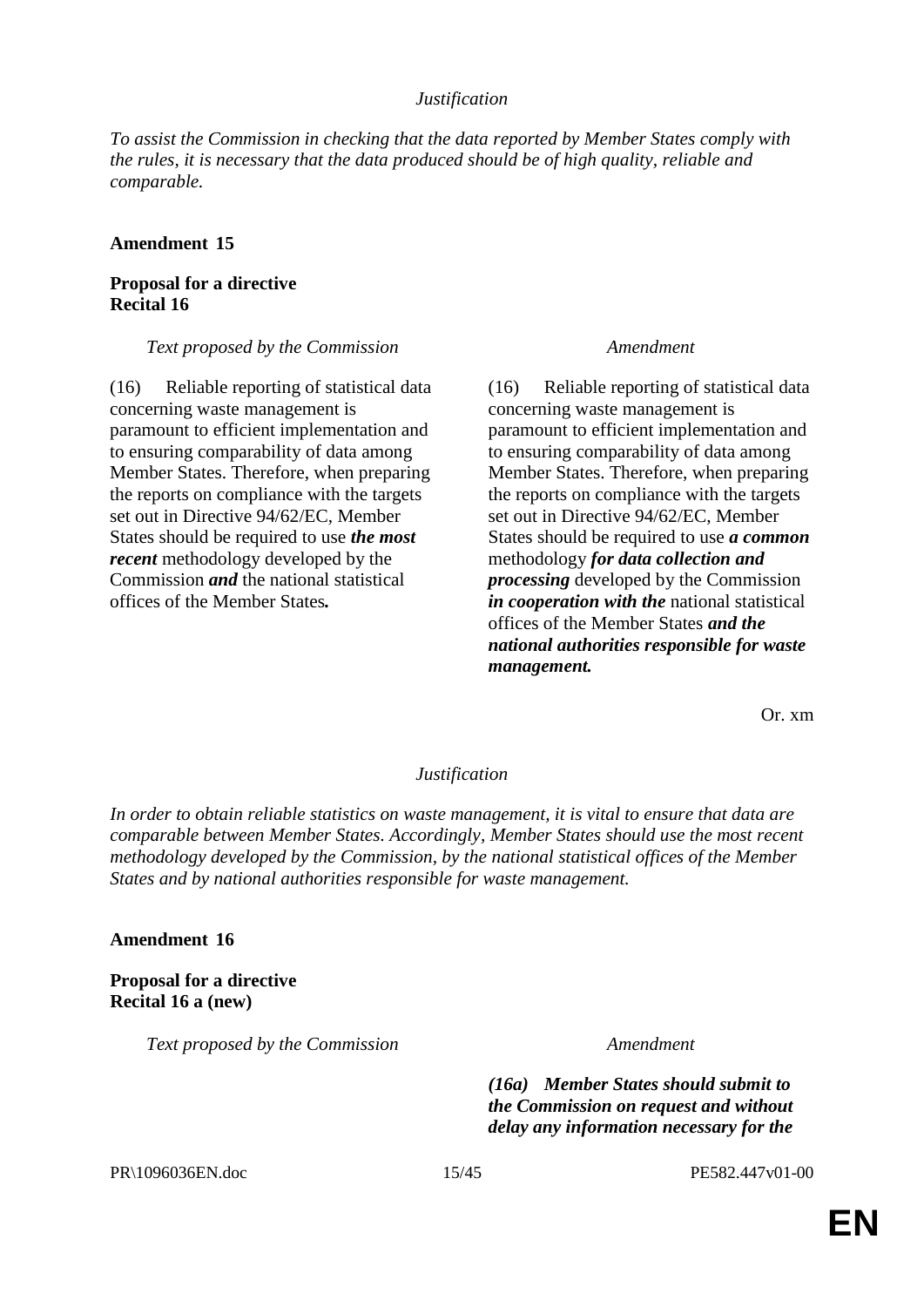*Justification*

*To assist the Commission in checking that the data reported by Member States comply with the rules, it is necessary that the data produced should be of high quality, reliable and comparable.*

**Amendment 15**

**Proposal for a directive**
**Recital 16**

| *Text proposed by the Commission* | *Amendment* |
|---|---|
| (16) Reliable reporting of statistical data concerning waste management is paramount to efficient implementation and to ensuring comparability of data among Member States. Therefore, when preparing the reports on compliance with the targets set out in Directive 94/62/EC, Member States should be required to use ***the most recent*** methodology developed by the Commission ***and*** the national statistical offices of the Member States***.*** | (16) Reliable reporting of statistical data concerning waste management is paramount to efficient implementation and to ensuring comparability of data among Member States. Therefore, when preparing the reports on compliance with the targets set out in Directive 94/62/EC, Member States should be required to use ***a common*** methodology ***for data collection and processing*** developed by the Commission ***in cooperation with the*** national statistical offices of the Member States ***and the national authorities responsible for waste management.*** |

Or. xm

*Justification*

*In order to obtain reliable statistics on waste management, it is vital to ensure that data are comparable between Member States. Accordingly, Member States should use the most recent methodology developed by the Commission, by the national statistical offices of the Member States and by national authorities responsible for waste management.*

**Amendment 16**

**Proposal for a directive**
**Recital 16 a (new)**

| *Text proposed by the Commission* | *Amendment* |
|---|---|
| | ***(16a) Member States should submit to the Commission on request and without delay any information necessary for the*** |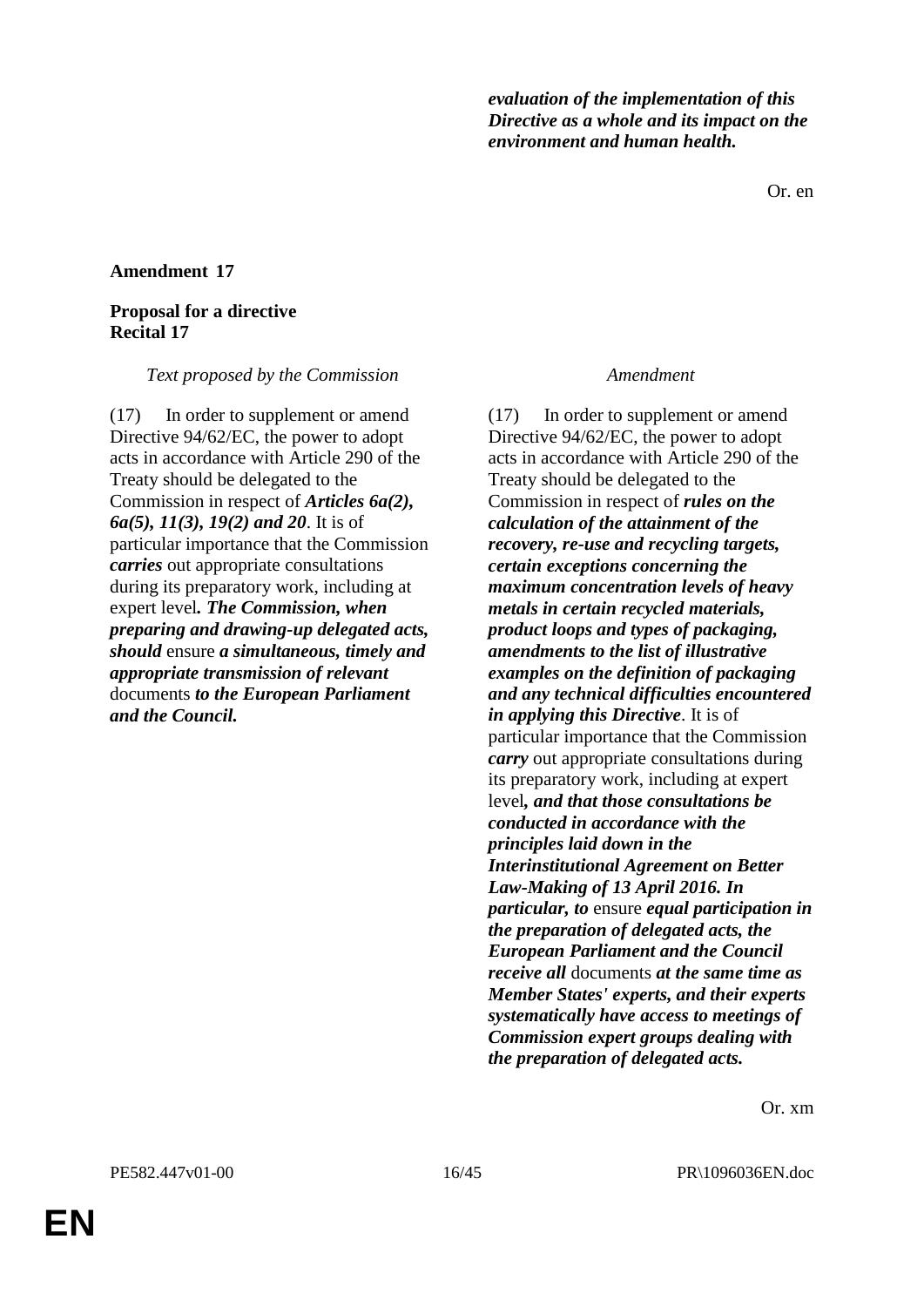***evaluation of the implementation of this Directive as a whole and its impact on the environment and human health.***

Or. en

**Amendment 17**

**Proposal for a directive**
**Recital 17**

| *Text proposed by the Commission* | *Amendment* |
|---|---|
| (17) In order to supplement or amend Directive 94/62/EC, the power to adopt acts in accordance with Article 290 of the Treaty should be delegated to the Commission in respect of ***Articles 6a(2), 6a(5), 11(3), 19(2) and 20***. It is of particular importance that the Commission ***carries*** out appropriate consultations during its preparatory work, including at expert level***. The Commission, when preparing and drawing-up delegated acts, should*** ensure ***a simultaneous, timely and appropriate transmission of relevant*** documents ***to the European Parliament and the Council.*** | (17) In order to supplement or amend Directive 94/62/EC, the power to adopt acts in accordance with Article 290 of the Treaty should be delegated to the Commission in respect of ***rules on the calculation of the attainment of the recovery, re-use and recycling targets, certain exceptions concerning the maximum concentration levels of heavy metals in certain recycled materials, product loops and types of packaging, amendments to the list of illustrative examples on the definition of packaging and any technical difficulties encountered in applying this Directive***. It is of particular importance that the Commission ***carry*** out appropriate consultations during its preparatory work, including at expert level***, and that those consultations be conducted in accordance with the principles laid down in the Interinstitutional Agreement on Better Law-Making of 13 April 2016. In particular, to*** ensure ***equal participation in the preparation of delegated acts, the European Parliament and the Council receive all*** documents ***at the same time as Member States' experts, and their experts systematically have access to meetings of Commission expert groups dealing with the preparation of delegated acts.*** |

Or. xm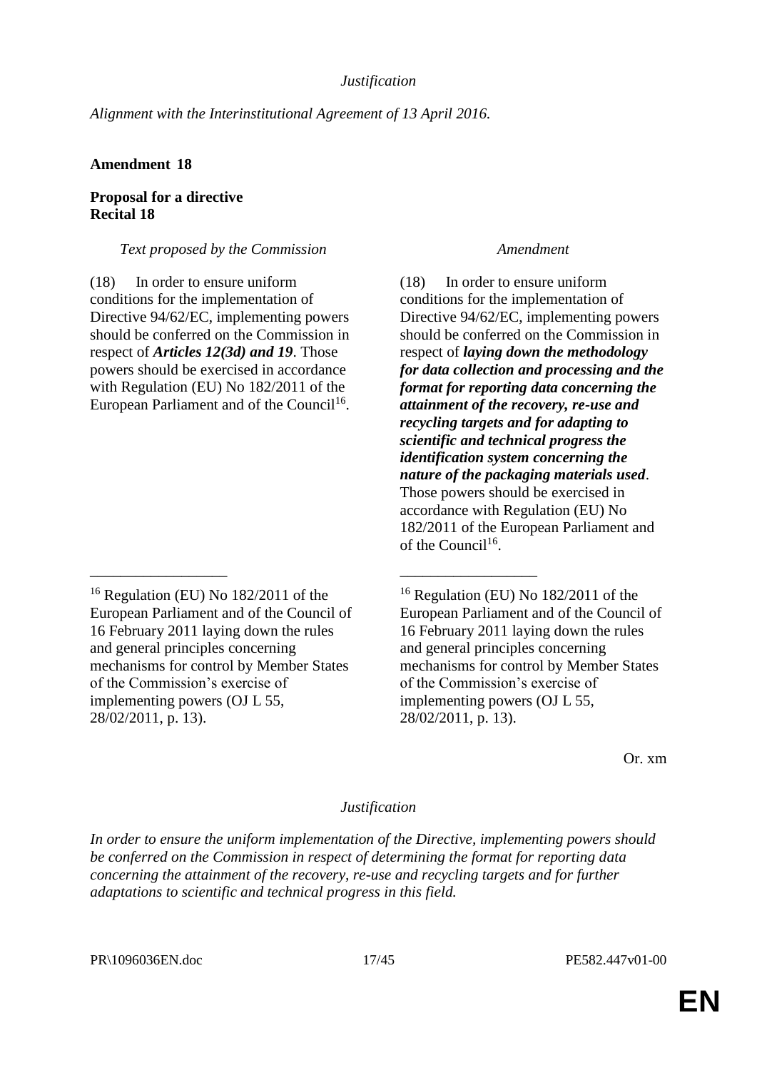*Justification*

*Alignment with the Interinstitutional Agreement of 13 April 2016.*

**Amendment 18**

**Proposal for a directive**
**Recital 18**

| *Text proposed by the Commission* | *Amendment* |
|---|---|
| (18) In order to ensure uniform conditions for the implementation of Directive 94/62/EC, implementing powers should be conferred on the Commission in respect of ***Articles 12(3d) and 19***. Those powers should be exercised in accordance with Regulation (EU) No 182/2011 of the European Parliament and of the Council[16]. | (18) In order to ensure uniform conditions for the implementation of Directive 94/62/EC, implementing powers should be conferred on the Commission in respect of ***laying down the methodology for data collection and processing and the format for reporting data concerning the attainment of the recovery, re-use and recycling targets and for adapting to scientific and technical progress the identification system concerning the nature of the packaging materials used***. Those powers should be exercised in accordance with Regulation (EU) No 182/2011 of the European Parliament and of the Council[16]. |
| \_\_\_\_\_\_\_\_\_\_\_\_\_\_\_\_\_\_ | \_\_\_\_\_\_\_\_\_\_\_\_\_\_\_\_\_\_ |
| [16] Regulation (EU) No 182/2011 of the European Parliament and of the Council of 16 February 2011 laying down the rules and general principles concerning mechanisms for control by Member States of the Commission's exercise of implementing powers (OJ L 55, 28/02/2011, p. 13). | [16] Regulation (EU) No 182/2011 of the European Parliament and of the Council of 16 February 2011 laying down the rules and general principles concerning mechanisms for control by Member States of the Commission's exercise of implementing powers (OJ L 55, 28/02/2011, p. 13). |

Or. xm

*Justification*

*In order to ensure the uniform implementation of the Directive, implementing powers should be conferred on the Commission in respect of determining the format for reporting data concerning the attainment of the recovery, re-use and recycling targets and for further adaptations to scientific and technical progress in this field.*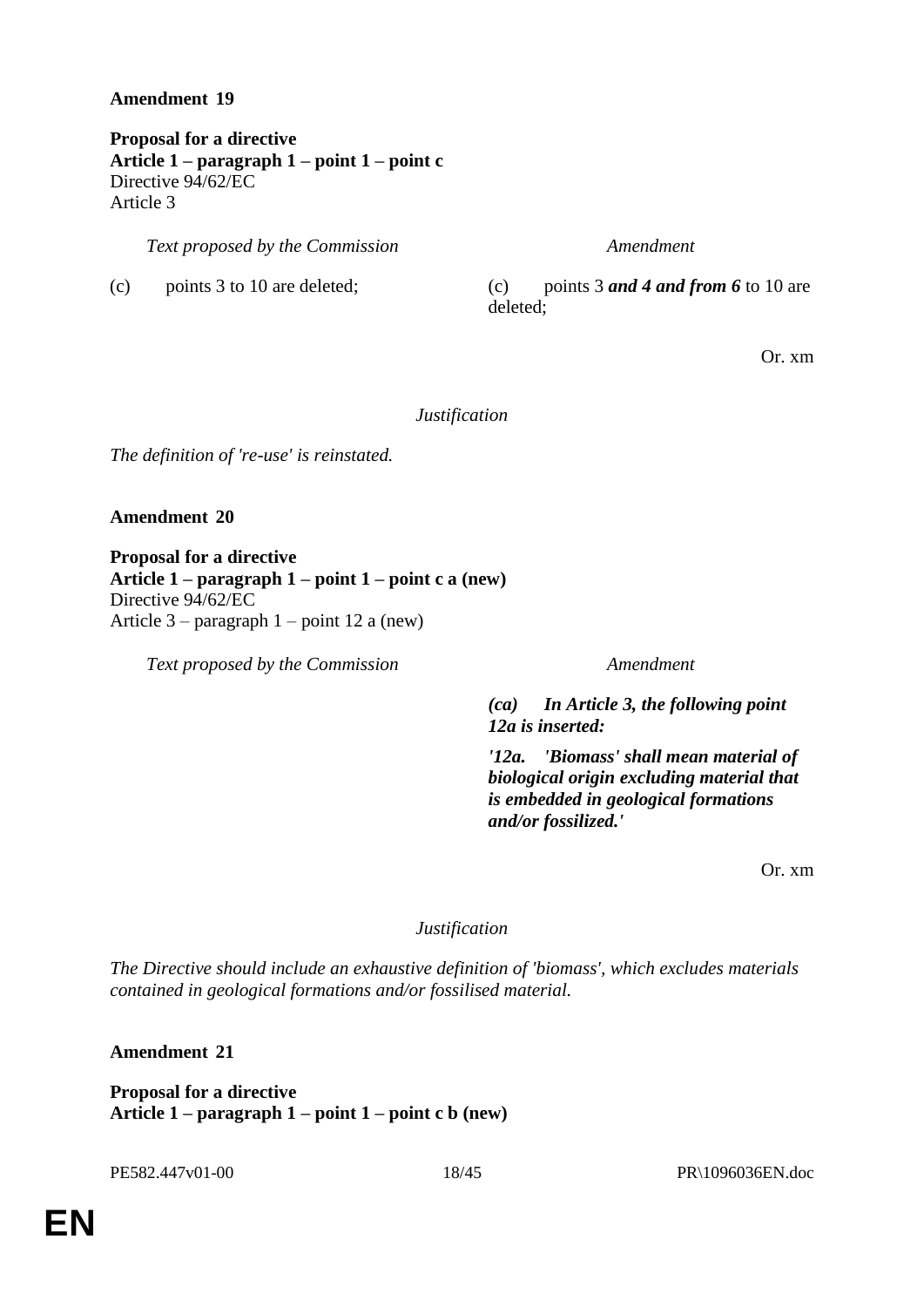**Amendment 19**

**Proposal for a directive**
**Article 1 – paragraph 1 – point 1 – point c**
Directive 94/62/EC
Article 3

| *Text proposed by the Commission* | *Amendment* |
|---|---|
| (c) points 3 to 10 are deleted; | (c) points 3 ***and 4 and from 6*** to 10 are deleted; |

Or. xm

*Justification*

*The definition of 're-use' is reinstated.*

**Amendment 20**

**Proposal for a directive**
**Article 1 – paragraph 1 – point 1 – point c a (new)**
Directive 94/62/EC
Article 3 – paragraph 1 – point 12 a (new)

| *Text proposed by the Commission* | *Amendment* |
|---|---|
| | ***(ca) In Article 3, the following point 12a is inserted:*** |
| | ***'12a. 'Biomass' shall mean material of biological origin excluding material that is embedded in geological formations and/or fossilized.'*** |

Or. xm

*Justification*

*The Directive should include an exhaustive definition of 'biomass', which excludes materials contained in geological formations and/or fossilised material.*

**Amendment 21**

**Proposal for a directive**
**Article 1 – paragraph 1 – point 1 – point c b (new)**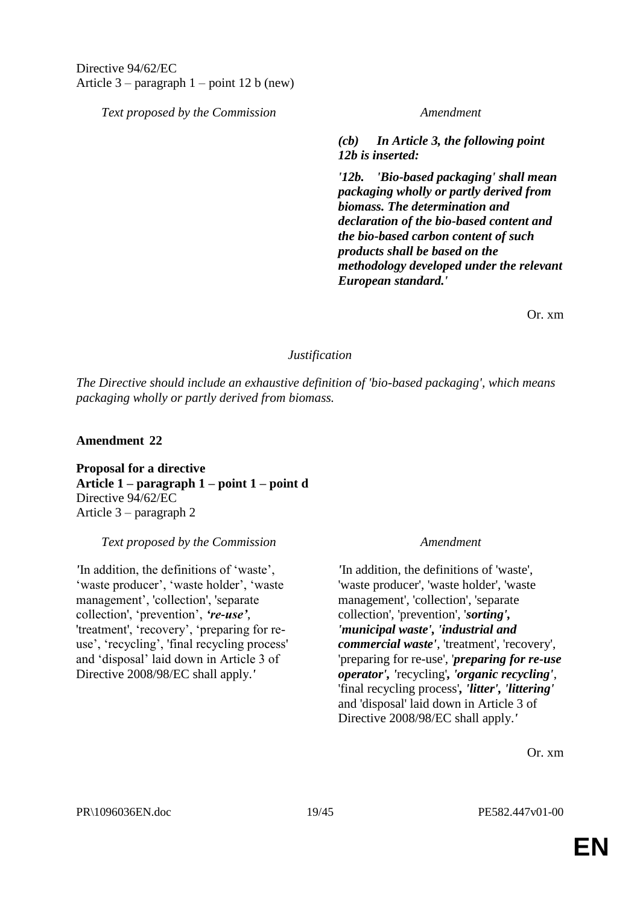Directive 94/62/EC
Article 3 – paragraph 1 – point 12 b (new)

| *Text proposed by the Commission* | *Amendment* |
| --- | --- |
| | ***(cb) In Article 3, the following point 12b is inserted:*** |
| | ***'12b. 'Bio-based packaging' shall mean packaging wholly or partly derived from biomass. The determination and declaration of the bio-based content and the bio-based carbon content of such products shall be based on the methodology developed under the relevant European standard.'*** |

Or. xm

*Justification*

*The Directive should include an exhaustive definition of 'bio-based packaging', which means packaging wholly or partly derived from biomass.*

**Amendment 22**

**Proposal for a directive**
**Article 1 – paragraph 1 – point 1 – point d**
Directive 94/62/EC
Article 3 – paragraph 2

| *Text proposed by the Commission* | *Amendment* |
| --- | --- |
| *'*In addition, the definitions of 'waste', 'waste producer', 'waste holder', 'waste management', 'collection', 'separate collection', 'prevention', ***'re-use'***, 'treatment', 'recovery', 'preparing for re-use', 'recycling', 'final recycling process' and 'disposal' laid down in Article 3 of Directive 2008/98/EC shall apply.*'* | *'*In addition, the definitions of 'waste', 'waste producer', 'waste holder', 'waste management', 'collection', 'separate collection', 'prevention', '***sorting', 'municipal waste', 'industrial and commercial waste'***, 'treatment', 'recovery', 'preparing for re-use', '***preparing for re-use operator', '***recycling'***, 'organic recycling'***, 'final recycling process'***, 'litter', 'littering'*** and 'disposal' laid down in Article 3 of Directive 2008/98/EC shall apply.*'* |

Or. xm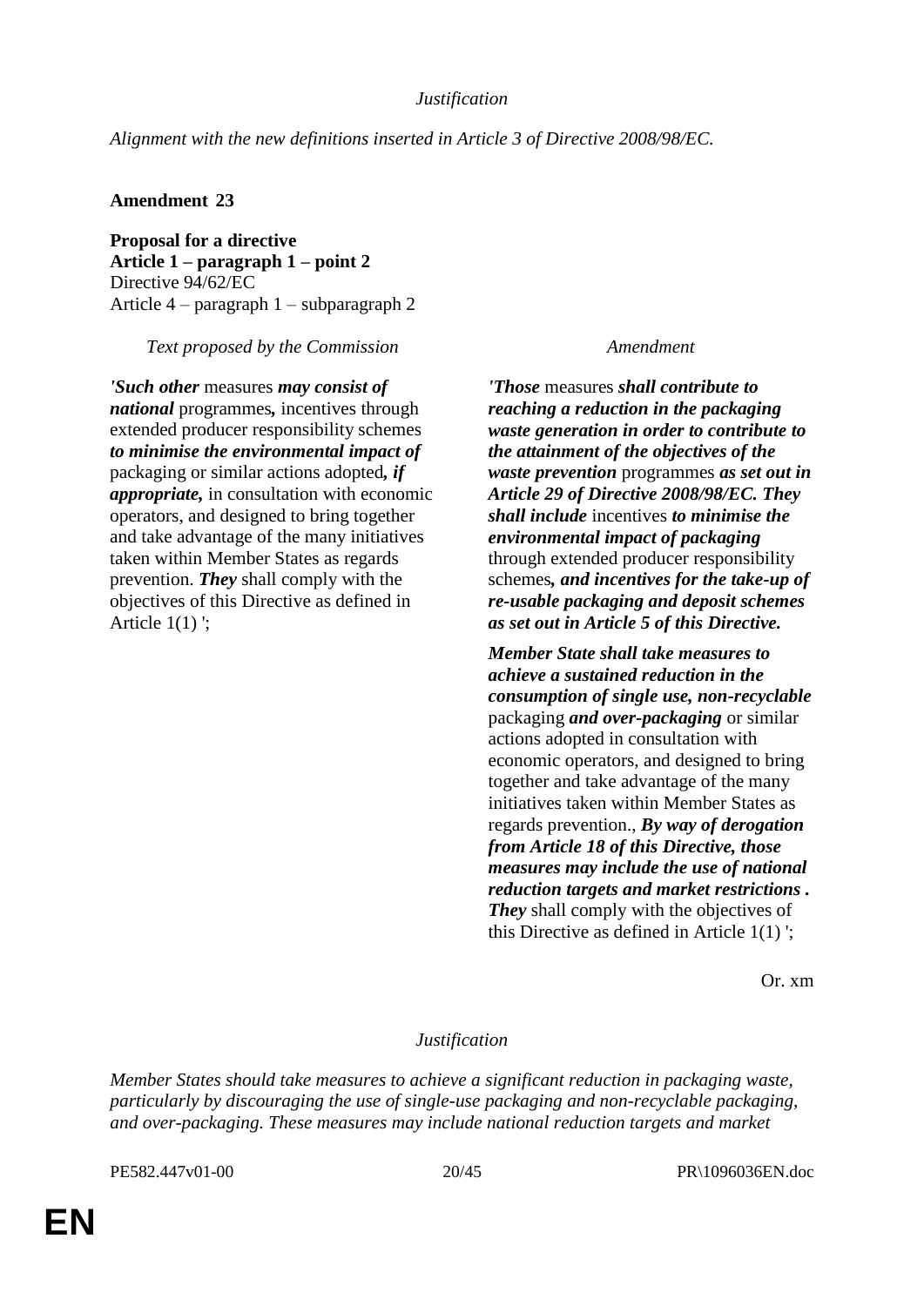*Justification*

*Alignment with the new definitions inserted in Article 3 of Directive 2008/98/EC.*

**Amendment 23**

**Proposal for a directive**
**Article 1 – paragraph 1 – point 2**
Directive 94/62/EC
Article 4 – paragraph 1 – subparagraph 2

| *Text proposed by the Commission* | *Amendment* |
|---|---|
| *'**Such other*** measures ***may consist of national*** programmes***,*** incentives through extended producer responsibility schemes ***to minimise the environmental impact of*** packaging or similar actions adopted***, if appropriate,*** in consultation with economic operators, and designed to bring together and take advantage of the many initiatives taken within Member States as regards prevention. ***They*** shall comply with the objectives of this Directive as defined in Article 1(1) '; | ***'Those*** measures ***shall contribute to reaching a reduction in the packaging waste generation in order to contribute to the attainment of the objectives of the waste prevention*** programmes ***as set out in Article 29 of Directive 2008/98/EC. They shall include*** incentives ***to minimise the environmental impact of packaging*** through extended producer responsibility schemes***, and incentives for the take-up of re-usable packaging and deposit schemes as set out in Article 5 of this Directive.*** |
| | ***Member State shall take measures to achieve a sustained reduction in the consumption of single use, non-recyclable*** packaging ***and over-packaging*** or similar actions adopted in consultation with economic operators, and designed to bring together and take advantage of the many initiatives taken within Member States as regards prevention., ***By way of derogation from Article 18 of this Directive, those measures may include the use of national reduction targets and market restrictions . They*** shall comply with the objectives of this Directive as defined in Article 1(1) '; |

Or. xm

*Justification*

*Member States should take measures to achieve a significant reduction in packaging waste, particularly by discouraging the use of single-use packaging and non-recyclable packaging, and over-packaging. These measures may include national reduction targets and market*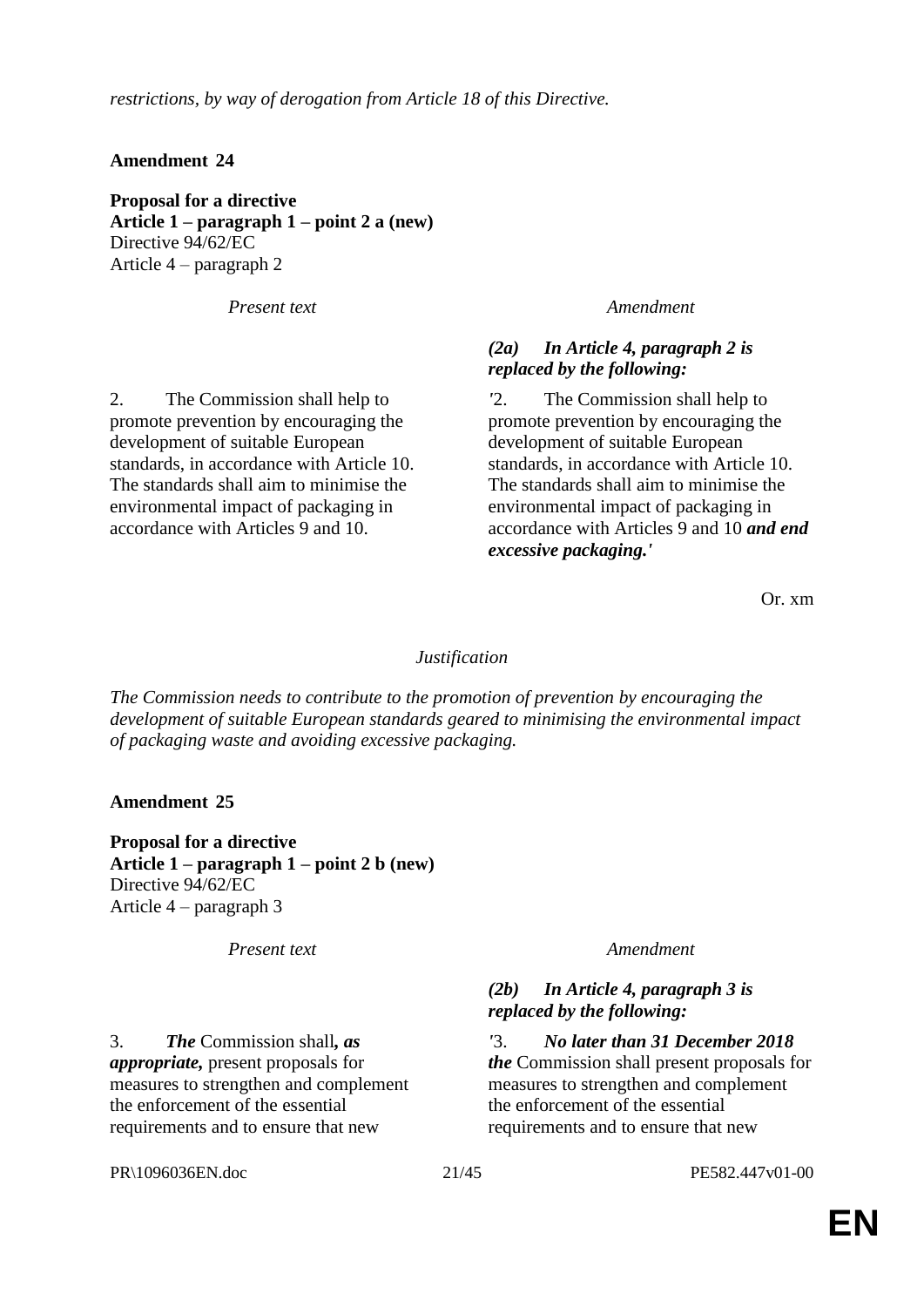*restrictions, by way of derogation from Article 18 of this Directive.*

**Amendment 24**

**Proposal for a directive**
**Article 1 – paragraph 1 – point 2 a (new)**
Directive 94/62/EC
Article 4 – paragraph 2

| *Present text* | *Amendment* |
|---|---|
| | ***(2a) In Article 4, paragraph 2 is replaced by the following:*** |
| 2. The Commission shall help to promote prevention by encouraging the development of suitable European standards, in accordance with Article 10. The standards shall aim to minimise the environmental impact of packaging in accordance with Articles 9 and 10. | '2. The Commission shall help to promote prevention by encouraging the development of suitable European standards, in accordance with Article 10. The standards shall aim to minimise the environmental impact of packaging in accordance with Articles 9 and 10 ***and end excessive packaging.'*** |

Or. xm

*Justification*

*The Commission needs to contribute to the promotion of prevention by encouraging the development of suitable European standards geared to minimising the environmental impact of packaging waste and avoiding excessive packaging.*

**Amendment 25**

**Proposal for a directive**
**Article 1 – paragraph 1 – point 2 b (new)**
Directive 94/62/EC
Article 4 – paragraph 3

| *Present text* | *Amendment* |
|---|---|
| | ***(2b) In Article 4, paragraph 3 is replaced by the following:*** |
| 3. ***The*** Commission shall***, as appropriate,*** present proposals for measures to strengthen and complement the enforcement of the essential requirements and to ensure that new | '3. ***No later than 31 December 2018 the*** Commission shall present proposals for measures to strengthen and complement the enforcement of the essential requirements and to ensure that new |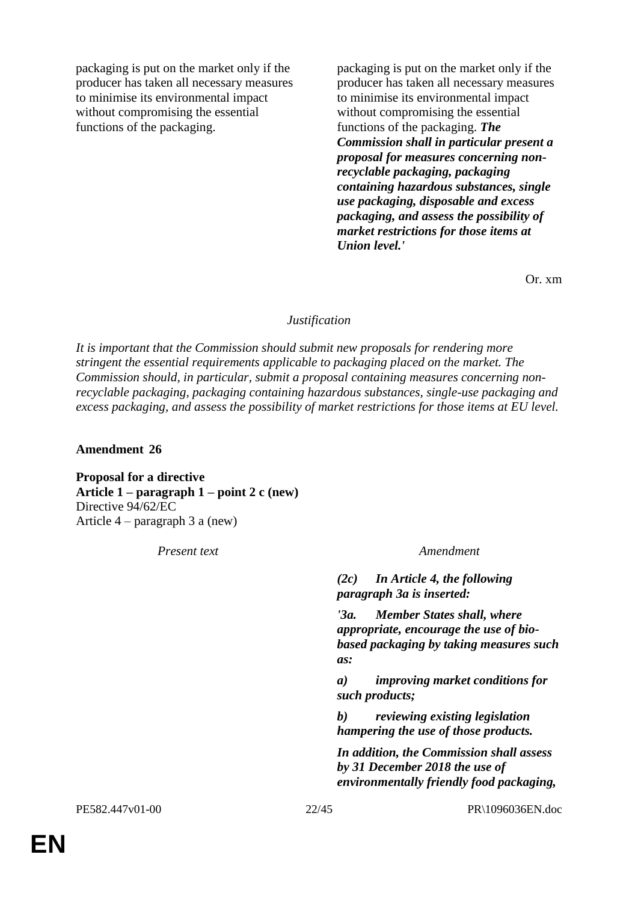| | |
|---|---|
| packaging is put on the market only if the producer has taken all necessary measures to minimise its environmental impact without compromising the essential functions of the packaging. | packaging is put on the market only if the producer has taken all necessary measures to minimise its environmental impact without compromising the essential functions of the packaging. ***The Commission shall in particular present a proposal for measures concerning non-recyclable packaging, packaging containing hazardous substances, single use packaging, disposable and excess packaging, and assess the possibility of market restrictions for those items at Union level.'*** |

Or. xm

*Justification*

*It is important that the Commission should submit new proposals for rendering more stringent the essential requirements applicable to packaging placed on the market. The Commission should, in particular, submit a proposal containing measures concerning non-recyclable packaging, packaging containing hazardous substances, single-use packaging and excess packaging, and assess the possibility of market restrictions for those items at EU level.*

**Amendment 26**

**Proposal for a directive**
**Article 1 – paragraph 1 – point 2 c (new)**
Directive 94/62/EC
Article 4 – paragraph 3 a (new)

| *Present text* | *Amendment* |
|---|---|
| | ***(2c) In Article 4, the following paragraph 3a is inserted:*** |
| | ***'3a. Member States shall, where appropriate, encourage the use of bio-based packaging by taking measures such as:*** |
| | ***a) improving market conditions for such products;*** |
| | ***b) reviewing existing legislation hampering the use of those products.*** |
| | ***In addition, the Commission shall assess by 31 December 2018 the use of environmentally friendly food packaging,*** |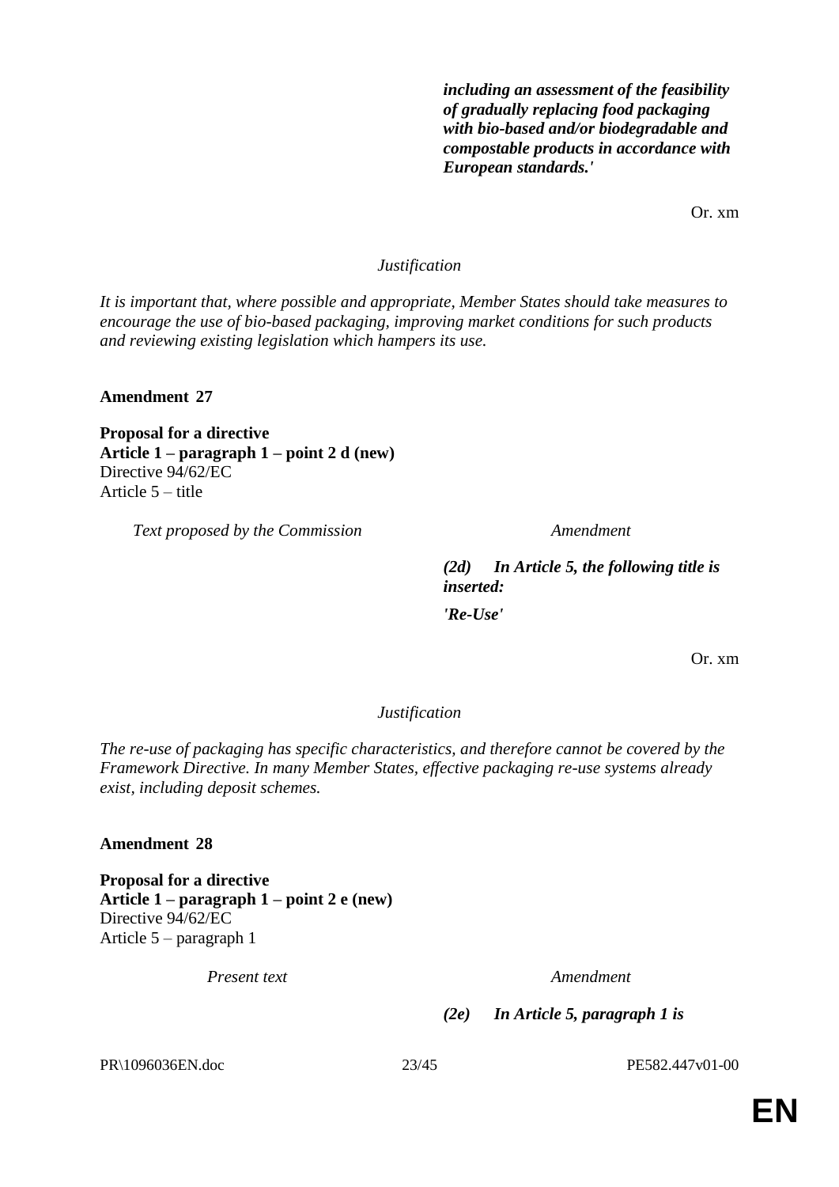| | |
|---|---|
| | ***including an assessment of the feasibility of gradually replacing food packaging with bio-based and/or biodegradable and compostable products in accordance with European standards.'*** |

Or. xm

*Justification*

*It is important that, where possible and appropriate, Member States should take measures to encourage the use of bio-based packaging, improving market conditions for such products and reviewing existing legislation which hampers its use.*

**Amendment 27**

**Proposal for a directive**
**Article 1 – paragraph 1 – point 2 d (new)**
Directive 94/62/EC
Article 5 – title

| *Text proposed by the Commission* | *Amendment* |
|---|---|
| | ***(2d) In Article 5, the following title is inserted:*** |
| | ***'Re-Use'*** |

Or. xm

*Justification*

*The re-use of packaging has specific characteristics, and therefore cannot be covered by the Framework Directive. In many Member States, effective packaging re-use systems already exist, including deposit schemes.*

**Amendment 28**

**Proposal for a directive**
**Article 1 – paragraph 1 – point 2 e (new)**
Directive 94/62/EC
Article 5 – paragraph 1

| *Present text* | *Amendment* |
|---|---|
| | ***(2e) In Article 5, paragraph 1 is*** |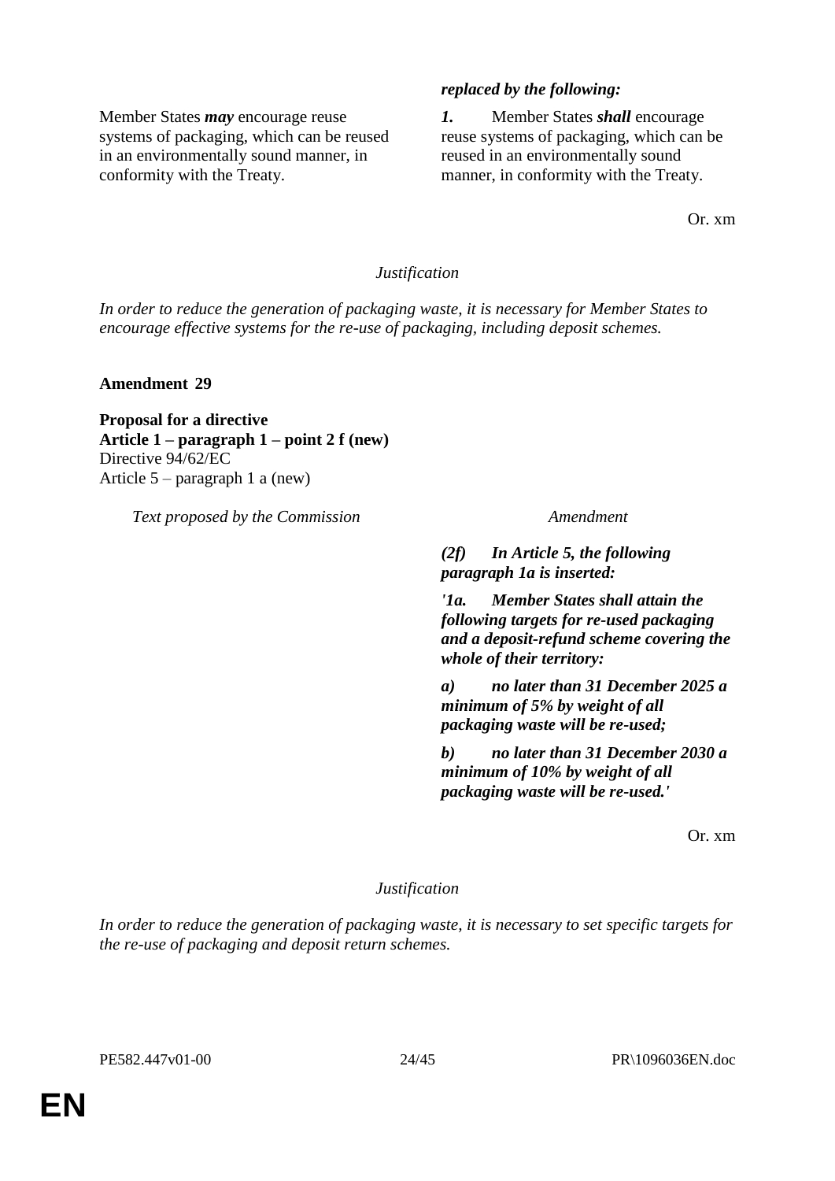| | *replaced by the following:* |
|---|---|
| Member States ***may*** encourage reuse systems of packaging, which can be reused in an environmentally sound manner, in conformity with the Treaty. | ***1.*** Member States ***shall*** encourage reuse systems of packaging, which can be reused in an environmentally sound manner, in conformity with the Treaty. |

Or. xm

*Justification*

*In order to reduce the generation of packaging waste, it is necessary for Member States to encourage effective systems for the re-use of packaging, including deposit schemes.*

**Amendment 29**

**Proposal for a directive**
**Article 1 – paragraph 1 – point 2 f (new)**
Directive 94/62/EC
Article 5 – paragraph 1 a (new)

| *Text proposed by the Commission* | *Amendment* |
|---|---|
| | ***(2f) In Article 5, the following paragraph 1a is inserted:*** |
| | ***'1a. Member States shall attain the following targets for re-used packaging and a deposit-refund scheme covering the whole of their territory:*** |
| | ***a) no later than 31 December 2025 a minimum of 5% by weight of all packaging waste will be re-used;*** |
| | ***b) no later than 31 December 2030 a minimum of 10% by weight of all packaging waste will be re-used.'*** |

Or. xm

*Justification*

*In order to reduce the generation of packaging waste, it is necessary to set specific targets for the re-use of packaging and deposit return schemes.*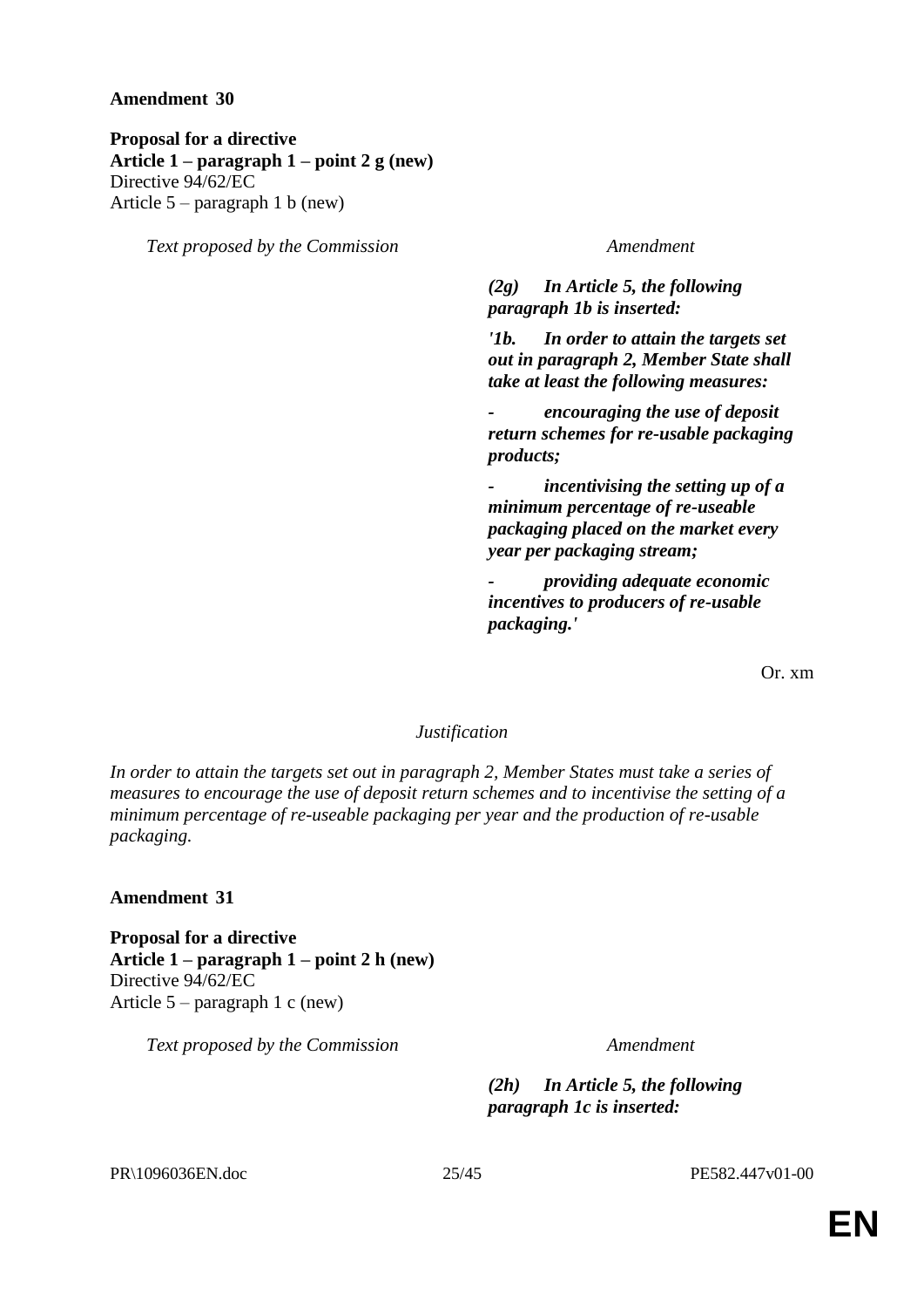**Amendment 30**

**Proposal for a directive**
**Article 1 – paragraph 1 – point 2 g (new)**
Directive 94/62/EC
Article 5 – paragraph 1 b (new)

| *Text proposed by the Commission* | *Amendment* |
|---|---|
| | ***(2g) In Article 5, the following paragraph 1b is inserted:*** |
| | ***'1b. In order to attain the targets set out in paragraph 2, Member State shall take at least the following measures:*** |
| | ***- encouraging the use of deposit return schemes for re-usable packaging products;*** |
| | ***- incentivising the setting up of a minimum percentage of re-useable packaging placed on the market every year per packaging stream;*** |
| | ***- providing adequate economic incentives to producers of re-usable packaging.'*** |

Or. xm

*Justification*

*In order to attain the targets set out in paragraph 2, Member States must take a series of measures to encourage the use of deposit return schemes and to incentivise the setting of a minimum percentage of re-useable packaging per year and the production of re-usable packaging.*

**Amendment 31**

**Proposal for a directive**
**Article 1 – paragraph 1 – point 2 h (new)**
Directive 94/62/EC
Article 5 – paragraph 1 c (new)

| *Text proposed by the Commission* | *Amendment* |
|---|---|
| | ***(2h) In Article 5, the following paragraph 1c is inserted:*** |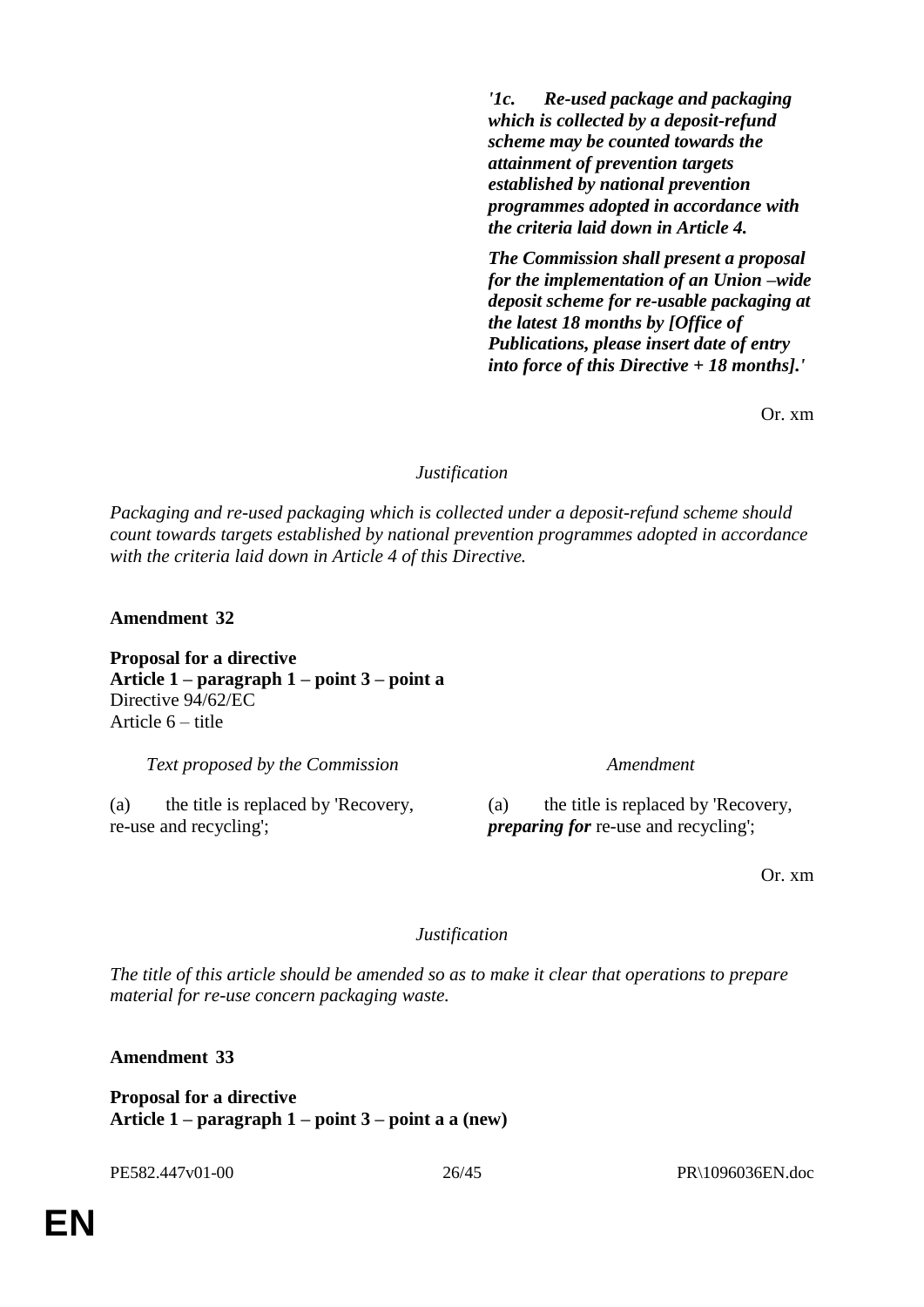| | |
|---|---|
| | ***'1c. Re-used package and packaging which is collected by a deposit-refund scheme may be counted towards the attainment of prevention targets established by national prevention programmes adopted in accordance with the criteria laid down in Article 4.*** |
| | ***The Commission shall present a proposal for the implementation of an Union –wide deposit scheme for re-usable packaging at the latest 18 months by [Office of Publications, please insert date of entry into force of this Directive + 18 months].'*** |

Or. xm

*Justification*

*Packaging and re-used packaging which is collected under a deposit-refund scheme should count towards targets established by national prevention programmes adopted in accordance with the criteria laid down in Article 4 of this Directive.*

**Amendment 32**

**Proposal for a directive**
**Article 1 – paragraph 1 – point 3 – point a**
Directive 94/62/EC
Article 6 – title

| *Text proposed by the Commission* | *Amendment* |
|---|---|
| (a) the title is replaced by 'Recovery, re-use and recycling'; | (a) the title is replaced by 'Recovery, ***preparing for*** re-use and recycling'; |

Or. xm

*Justification*

*The title of this article should be amended so as to make it clear that operations to prepare material for re-use concern packaging waste.*

**Amendment 33**

**Proposal for a directive**
**Article 1 – paragraph 1 – point 3 – point a a (new)**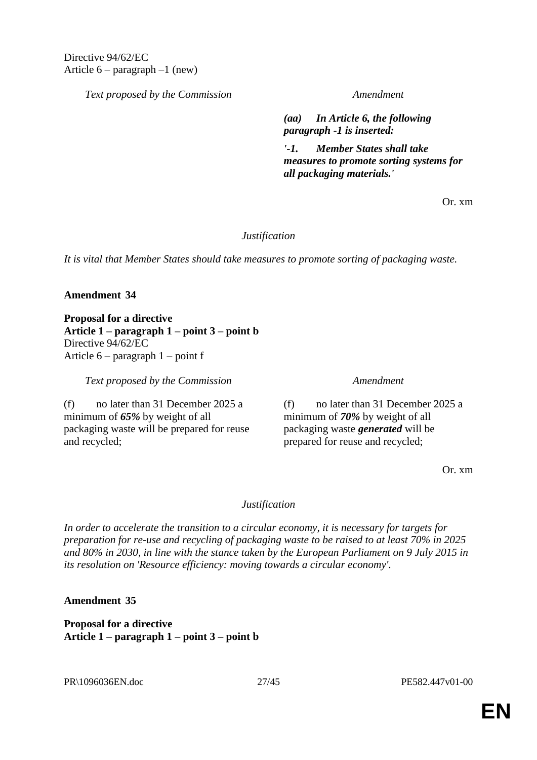Directive 94/62/EC
Article 6 – paragraph –1 (new)

| Text proposed by the Commission | Amendment |
| --- | --- |
| | ***(aa) In Article 6, the following paragraph -1 is inserted:*** |
| | ***'-1. Member States shall take measures to promote sorting systems for all packaging materials.'*** |

Or. xm

*Justification*

*It is vital that Member States should take measures to promote sorting of packaging waste.*

**Amendment 34**

**Proposal for a directive**
**Article 1 – paragraph 1 – point 3 – point b**
Directive 94/62/EC
Article 6 – paragraph 1 – point f

| Text proposed by the Commission | Amendment |
| --- | --- |
| (f) no later than 31 December 2025 a minimum of ***65%*** by weight of all packaging waste will be prepared for reuse and recycled; | (f) no later than 31 December 2025 a minimum of ***70%*** by weight of all packaging waste ***generated*** will be prepared for reuse and recycled; |

Or. xm

*Justification*

*In order to accelerate the transition to a circular economy, it is necessary for targets for preparation for re-use and recycling of packaging waste to be raised to at least 70% in 2025 and 80% in 2030, in line with the stance taken by the European Parliament on 9 July 2015 in its resolution on 'Resource efficiency: moving towards a circular economy'.*

**Amendment 35**

**Proposal for a directive**
**Article 1 – paragraph 1 – point 3 – point b**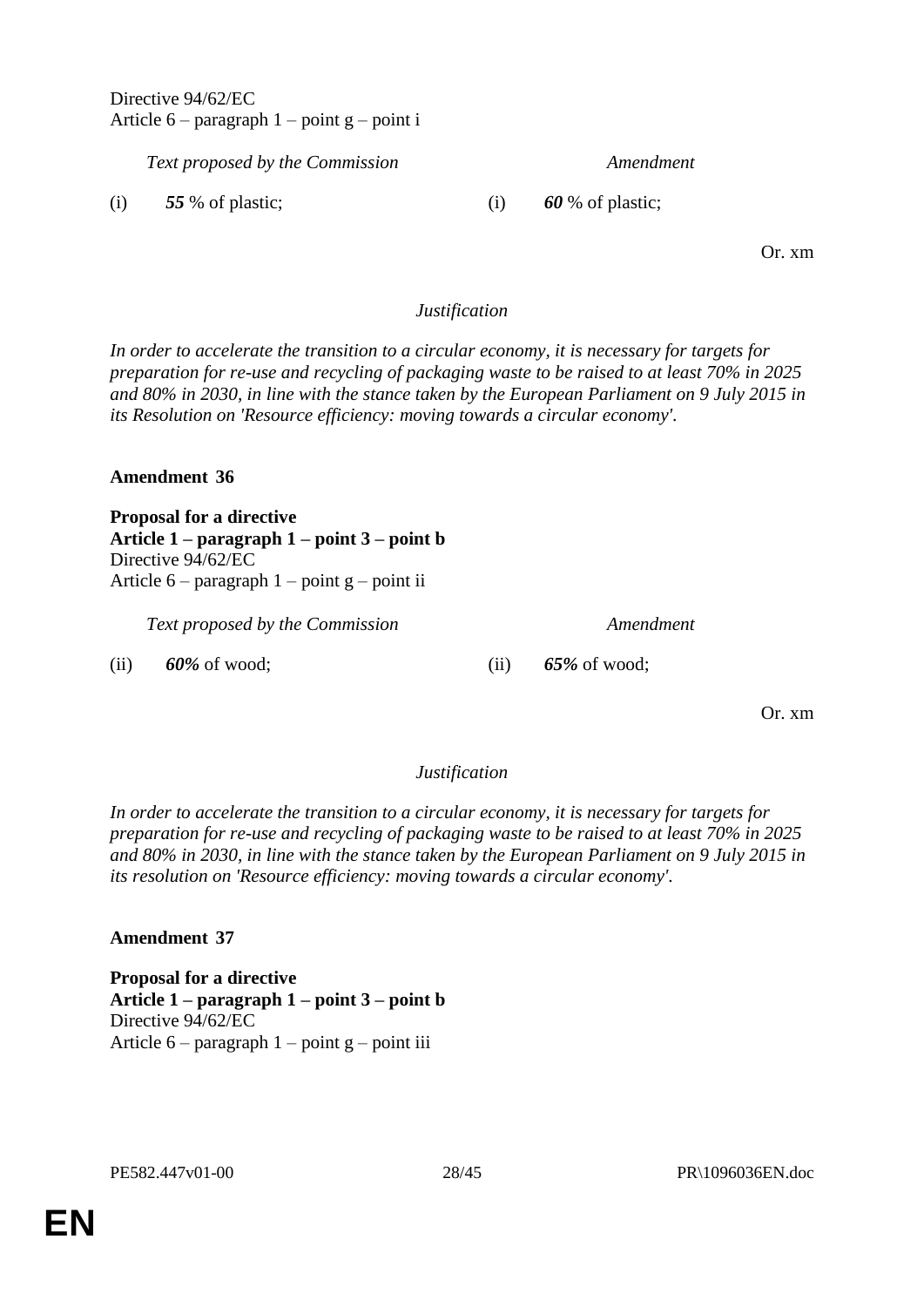Directive 94/62/EC
Article 6 – paragraph 1 – point g – point i

| *Text proposed by the Commission* | *Amendment* |
|---|---|
| (i) ***55*** % of plastic; | (i) ***60*** % of plastic; |

Or. xm

*Justification*

*In order to accelerate the transition to a circular economy, it is necessary for targets for preparation for re-use and recycling of packaging waste to be raised to at least 70% in 2025 and 80% in 2030, in line with the stance taken by the European Parliament on 9 July 2015 in its Resolution on 'Resource efficiency: moving towards a circular economy'.*

**Amendment 36**

**Proposal for a directive**
**Article 1 – paragraph 1 – point 3 – point b**
Directive 94/62/EC
Article 6 – paragraph 1 – point g – point ii

| *Text proposed by the Commission* | *Amendment* |
|---|---|
| (ii) ***60%*** of wood; | (ii) ***65%*** of wood; |

Or. xm

*Justification*

*In order to accelerate the transition to a circular economy, it is necessary for targets for preparation for re-use and recycling of packaging waste to be raised to at least 70% in 2025 and 80% in 2030, in line with the stance taken by the European Parliament on 9 July 2015 in its resolution on 'Resource efficiency: moving towards a circular economy'.*

**Amendment 37**

**Proposal for a directive**
**Article 1 – paragraph 1 – point 3 – point b**
Directive 94/62/EC
Article 6 – paragraph 1 – point g – point iii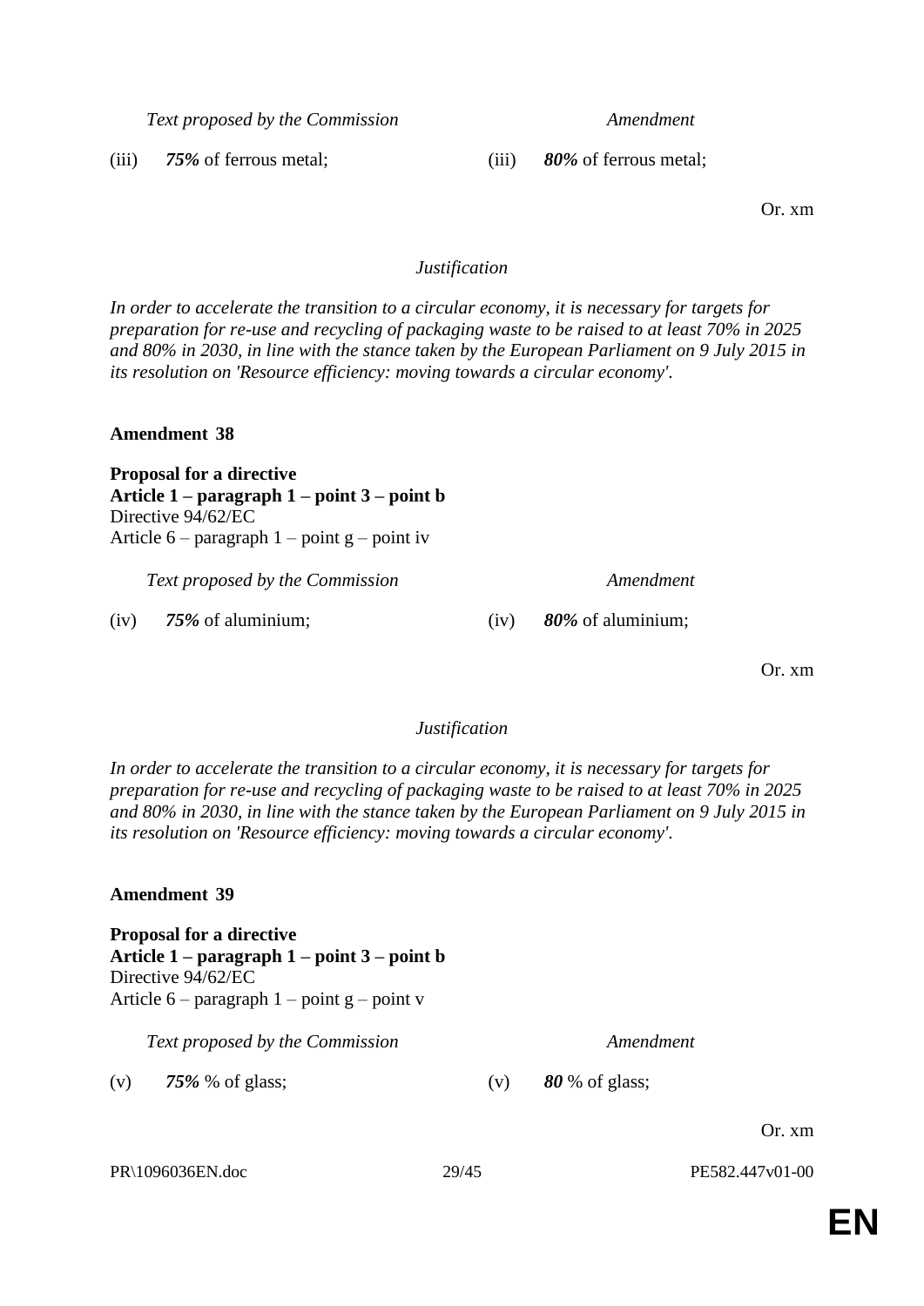| Text proposed by the Commission | Amendment |
|---|---|
| (iii) ***75%*** of ferrous metal; | (iii) ***80%*** of ferrous metal; |

Or. xm

*Justification*

*In order to accelerate the transition to a circular economy, it is necessary for targets for preparation for re-use and recycling of packaging waste to be raised to at least 70% in 2025 and 80% in 2030, in line with the stance taken by the European Parliament on 9 July 2015 in its resolution on 'Resource efficiency: moving towards a circular economy'.*

**Amendment 38**

**Proposal for a directive**
**Article 1 – paragraph 1 – point 3 – point b**
Directive 94/62/EC
Article 6 – paragraph 1 – point g – point iv

| Text proposed by the Commission | Amendment |
|---|---|
| (iv) ***75%*** of aluminium; | (iv) ***80%*** of aluminium; |

Or. xm

*Justification*

*In order to accelerate the transition to a circular economy, it is necessary for targets for preparation for re-use and recycling of packaging waste to be raised to at least 70% in 2025 and 80% in 2030, in line with the stance taken by the European Parliament on 9 July 2015 in its resolution on 'Resource efficiency: moving towards a circular economy'.*

**Amendment 39**

**Proposal for a directive**
**Article 1 – paragraph 1 – point 3 – point b**
Directive 94/62/EC
Article 6 – paragraph 1 – point g – point v

| Text proposed by the Commission | Amendment |
|---|---|
| (v) ***75%*** % of glass; | (v) ***80*** % of glass; |

Or. xm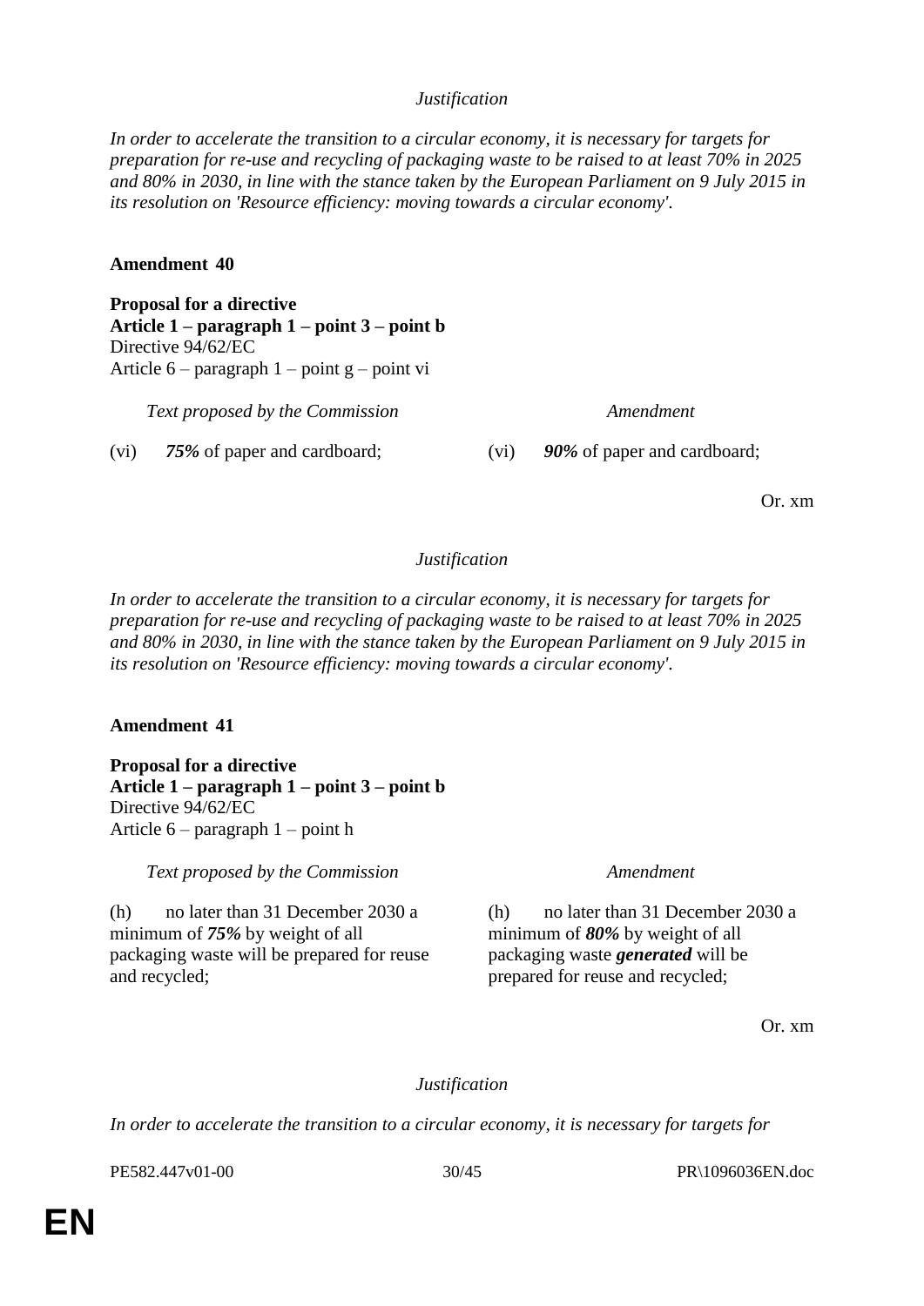*Justification*

*In order to accelerate the transition to a circular economy, it is necessary for targets for preparation for re-use and recycling of packaging waste to be raised to at least 70% in 2025 and 80% in 2030, in line with the stance taken by the European Parliament on 9 July 2015 in its resolution on 'Resource efficiency: moving towards a circular economy'.*

**Amendment 40**

**Proposal for a directive**
**Article 1 – paragraph 1 – point 3 – point b**
Directive 94/62/EC
Article 6 – paragraph 1 – point g – point vi

| *Text proposed by the Commission* | *Amendment* |
|---|---|
| (vi) ***75%*** of paper and cardboard; | (vi) ***90%*** of paper and cardboard; |

Or. xm

*Justification*

*In order to accelerate the transition to a circular economy, it is necessary for targets for preparation for re-use and recycling of packaging waste to be raised to at least 70% in 2025 and 80% in 2030, in line with the stance taken by the European Parliament on 9 July 2015 in its resolution on 'Resource efficiency: moving towards a circular economy'.*

**Amendment 41**

**Proposal for a directive**
**Article 1 – paragraph 1 – point 3 – point b**
Directive 94/62/EC
Article 6 – paragraph 1 – point h

| *Text proposed by the Commission* | *Amendment* |
|---|---|
| (h) no later than 31 December 2030 a minimum of ***75%*** by weight of all packaging waste will be prepared for reuse and recycled; | (h) no later than 31 December 2030 a minimum of ***80%*** by weight of all packaging waste ***generated*** will be prepared for reuse and recycled; |

Or. xm

*Justification*

*In order to accelerate the transition to a circular economy, it is necessary for targets for*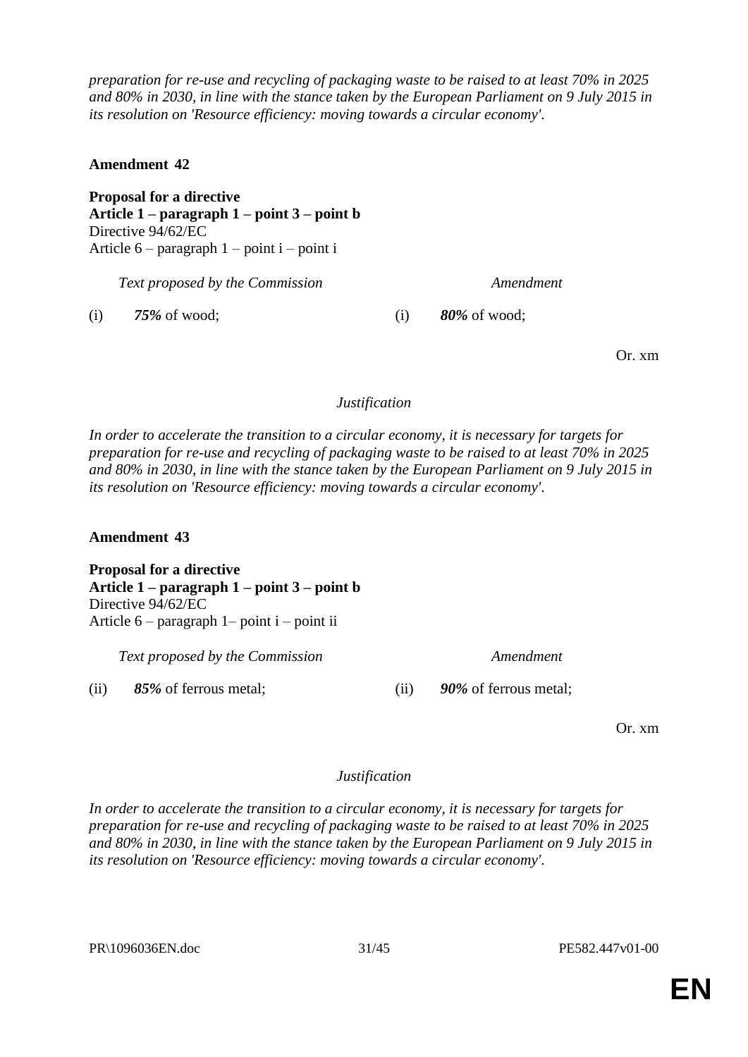*preparation for re-use and recycling of packaging waste to be raised to at least 70% in 2025 and 80% in 2030, in line with the stance taken by the European Parliament on 9 July 2015 in its resolution on 'Resource efficiency: moving towards a circular economy'.*

**Amendment 42**

**Proposal for a directive**
**Article 1 – paragraph 1 – point 3 – point b**
Directive 94/62/EC
Article 6 – paragraph 1 – point i – point i

| *Text proposed by the Commission* | *Amendment* |
|---|---|
| (i) ***75%*** of wood; | (i) ***80%*** of wood; |

Or. xm

*Justification*

*In order to accelerate the transition to a circular economy, it is necessary for targets for preparation for re-use and recycling of packaging waste to be raised to at least 70% in 2025 and 80% in 2030, in line with the stance taken by the European Parliament on 9 July 2015 in its resolution on 'Resource efficiency: moving towards a circular economy'.*

**Amendment 43**

**Proposal for a directive**
**Article 1 – paragraph 1 – point 3 – point b**
Directive 94/62/EC
Article 6 – paragraph 1– point i – point ii

| *Text proposed by the Commission* | *Amendment* |
|---|---|
| (ii) ***85%*** of ferrous metal; | (ii) ***90%*** of ferrous metal; |

Or. xm

*Justification*

*In order to accelerate the transition to a circular economy, it is necessary for targets for preparation for re-use and recycling of packaging waste to be raised to at least 70% in 2025 and 80% in 2030, in line with the stance taken by the European Parliament on 9 July 2015 in its resolution on 'Resource efficiency: moving towards a circular economy'.*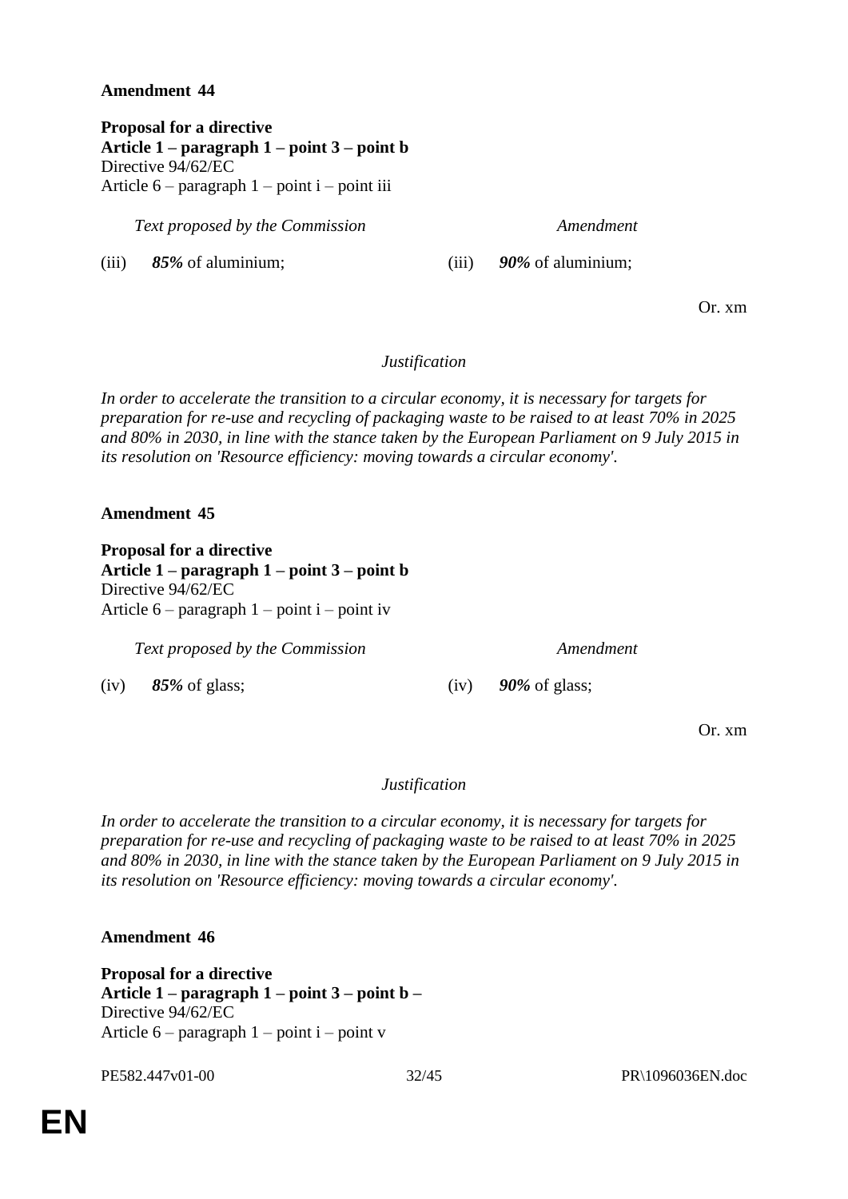**Amendment 44**

**Proposal for a directive**
**Article 1 – paragraph 1 – point 3 – point b**
Directive 94/62/EC
Article 6 – paragraph 1 – point i – point iii

| *Text proposed by the Commission* | *Amendment* |
|---|---|
| (iii) ***85%*** of aluminium; | (iii) ***90%*** of aluminium; |

Or. xm

*Justification*

*In order to accelerate the transition to a circular economy, it is necessary for targets for preparation for re-use and recycling of packaging waste to be raised to at least 70% in 2025 and 80% in 2030, in line with the stance taken by the European Parliament on 9 July 2015 in its resolution on 'Resource efficiency: moving towards a circular economy'.*

**Amendment 45**

**Proposal for a directive**
**Article 1 – paragraph 1 – point 3 – point b**
Directive 94/62/EC
Article 6 – paragraph 1 – point i – point iv

| *Text proposed by the Commission* | *Amendment* |
|---|---|
| (iv) ***85%*** of glass; | (iv) ***90%*** of glass; |

Or. xm

*Justification*

*In order to accelerate the transition to a circular economy, it is necessary for targets for preparation for re-use and recycling of packaging waste to be raised to at least 70% in 2025 and 80% in 2030, in line with the stance taken by the European Parliament on 9 July 2015 in its resolution on 'Resource efficiency: moving towards a circular economy'.*

**Amendment 46**

**Proposal for a directive**
**Article 1 – paragraph 1 – point 3 – point b –**
Directive 94/62/EC
Article 6 – paragraph 1 – point i – point v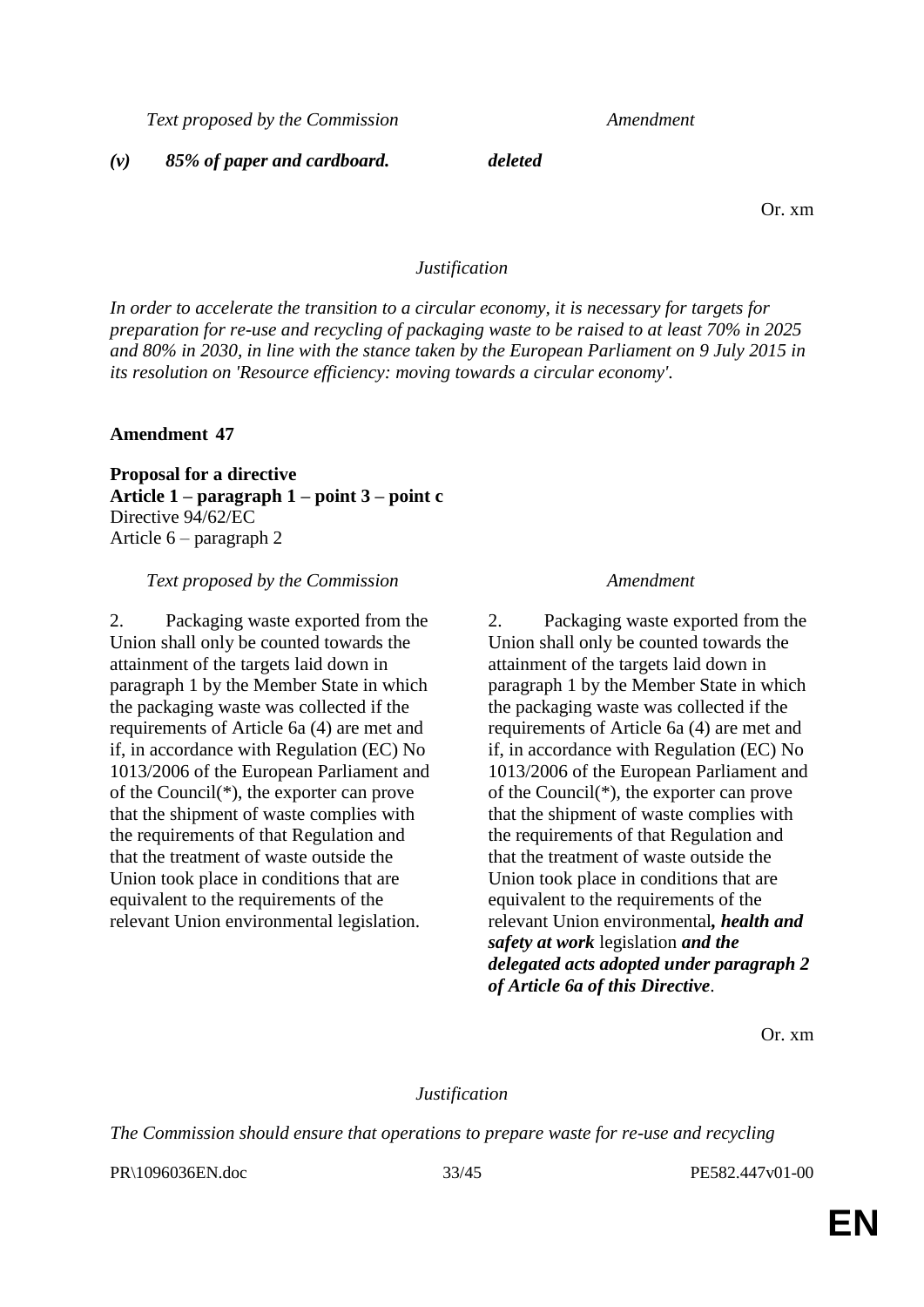| *Text proposed by the Commission* | *Amendment* |
|---|---|
| ***(v) 85% of paper and cardboard.*** | ***deleted*** |

Or. xm

*Justification*

*In order to accelerate the transition to a circular economy, it is necessary for targets for preparation for re-use and recycling of packaging waste to be raised to at least 70% in 2025 and 80% in 2030, in line with the stance taken by the European Parliament on 9 July 2015 in its resolution on 'Resource efficiency: moving towards a circular economy'.*

**Amendment 47**

**Proposal for a directive**
**Article 1 – paragraph 1 – point 3 – point c**
Directive 94/62/EC
Article 6 – paragraph 2

| *Text proposed by the Commission* | *Amendment* |
|---|---|
| 2. Packaging waste exported from the Union shall only be counted towards the attainment of the targets laid down in paragraph 1 by the Member State in which the packaging waste was collected if the requirements of Article 6a (4) are met and if, in accordance with Regulation (EC) No 1013/2006 of the European Parliament and of the Council(*), the exporter can prove that the shipment of waste complies with the requirements of that Regulation and that the treatment of waste outside the Union took place in conditions that are equivalent to the requirements of the relevant Union environmental legislation. | 2. Packaging waste exported from the Union shall only be counted towards the attainment of the targets laid down in paragraph 1 by the Member State in which the packaging waste was collected if the requirements of Article 6a (4) are met and if, in accordance with Regulation (EC) No 1013/2006 of the European Parliament and of the Council(*), the exporter can prove that the shipment of waste complies with the requirements of that Regulation and that the treatment of waste outside the Union took place in conditions that are equivalent to the requirements of the relevant Union environmental***, health and safety at work*** legislation ***and the delegated acts adopted under paragraph 2 of Article 6a of this Directive***. |

Or. xm

*Justification*

*The Commission should ensure that operations to prepare waste for re-use and recycling*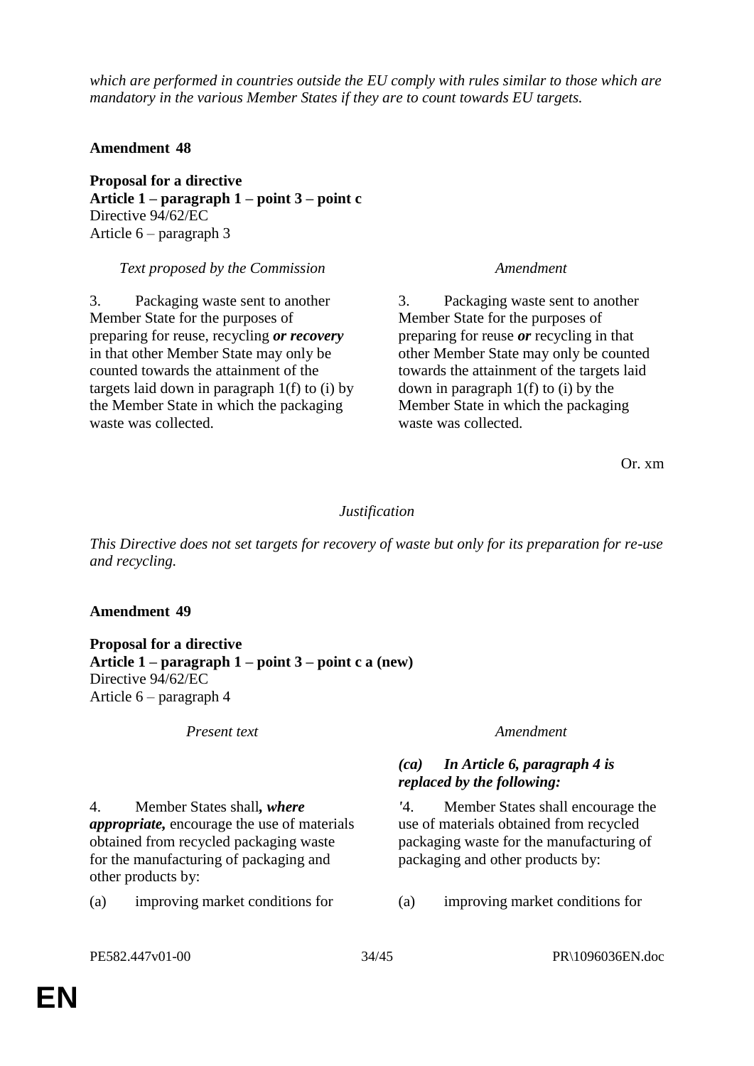*which are performed in countries outside the EU comply with rules similar to those which are mandatory in the various Member States if they are to count towards EU targets.*

**Amendment 48**

**Proposal for a directive**
**Article 1 – paragraph 1 – point 3 – point c**
Directive 94/62/EC
Article 6 – paragraph 3

| *Text proposed by the Commission* | *Amendment* |
| --- | --- |
| 3. Packaging waste sent to another Member State for the purposes of preparing for reuse, recycling ***or recovery*** in that other Member State may only be counted towards the attainment of the targets laid down in paragraph 1(f) to (i) by the Member State in which the packaging waste was collected. | 3. Packaging waste sent to another Member State for the purposes of preparing for reuse ***or*** recycling in that other Member State may only be counted towards the attainment of the targets laid down in paragraph 1(f) to (i) by the Member State in which the packaging waste was collected. |

Or. xm

*Justification*

*This Directive does not set targets for recovery of waste but only for its preparation for re-use and recycling.*

**Amendment 49**

**Proposal for a directive**
**Article 1 – paragraph 1 – point 3 – point c a (new)**
Directive 94/62/EC
Article 6 – paragraph 4

| *Present text* | *Amendment* |
| --- | --- |
| | ***(ca) In Article 6, paragraph 4 is replaced by the following:*** |
| 4. Member States shall***, where appropriate,*** encourage the use of materials obtained from recycled packaging waste for the manufacturing of packaging and other products by: | '4. Member States shall encourage the use of materials obtained from recycled packaging waste for the manufacturing of packaging and other products by: |
| (a) improving market conditions for | (a) improving market conditions for |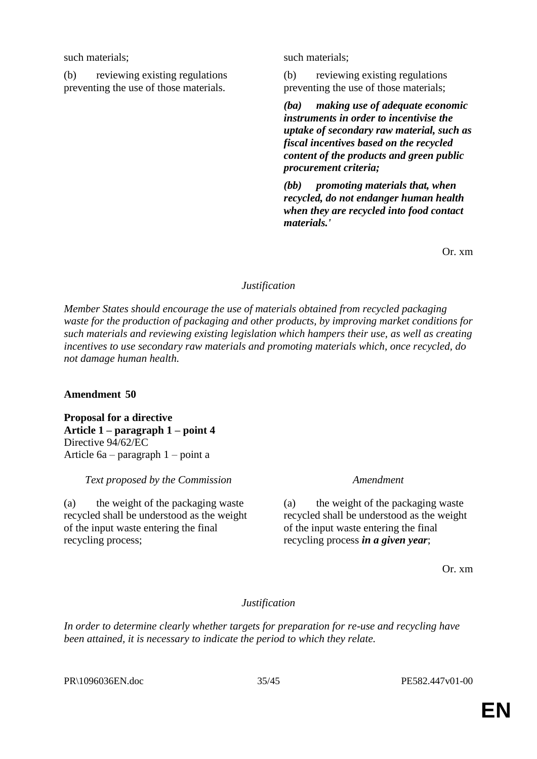| | |
|---|---|
| such materials; | such materials; |
| (b) reviewing existing regulations preventing the use of those materials. | (b) reviewing existing regulations preventing the use of those materials; |
| | ***(ba) making use of adequate economic instruments in order to incentivise the uptake of secondary raw material, such as fiscal incentives based on the recycled content of the products and green public procurement criteria;*** |
| | ***(bb) promoting materials that, when recycled, do not endanger human health when they are recycled into food contact materials.'*** |

Or. xm

*Justification*

*Member States should encourage the use of materials obtained from recycled packaging waste for the production of packaging and other products, by improving market conditions for such materials and reviewing existing legislation which hampers their use, as well as creating incentives to use secondary raw materials and promoting materials which, once recycled, do not damage human health.*

**Amendment 50**

**Proposal for a directive**
**Article 1 – paragraph 1 – point 4**
Directive 94/62/EC
Article 6a – paragraph 1 – point a

| *Text proposed by the Commission* | *Amendment* |
|---|---|
| (a) the weight of the packaging waste recycled shall be understood as the weight of the input waste entering the final recycling process; | (a) the weight of the packaging waste recycled shall be understood as the weight of the input waste entering the final recycling process ***in a given year***; |

Or. xm

*Justification*

*In order to determine clearly whether targets for preparation for re-use and recycling have been attained, it is necessary to indicate the period to which they relate.*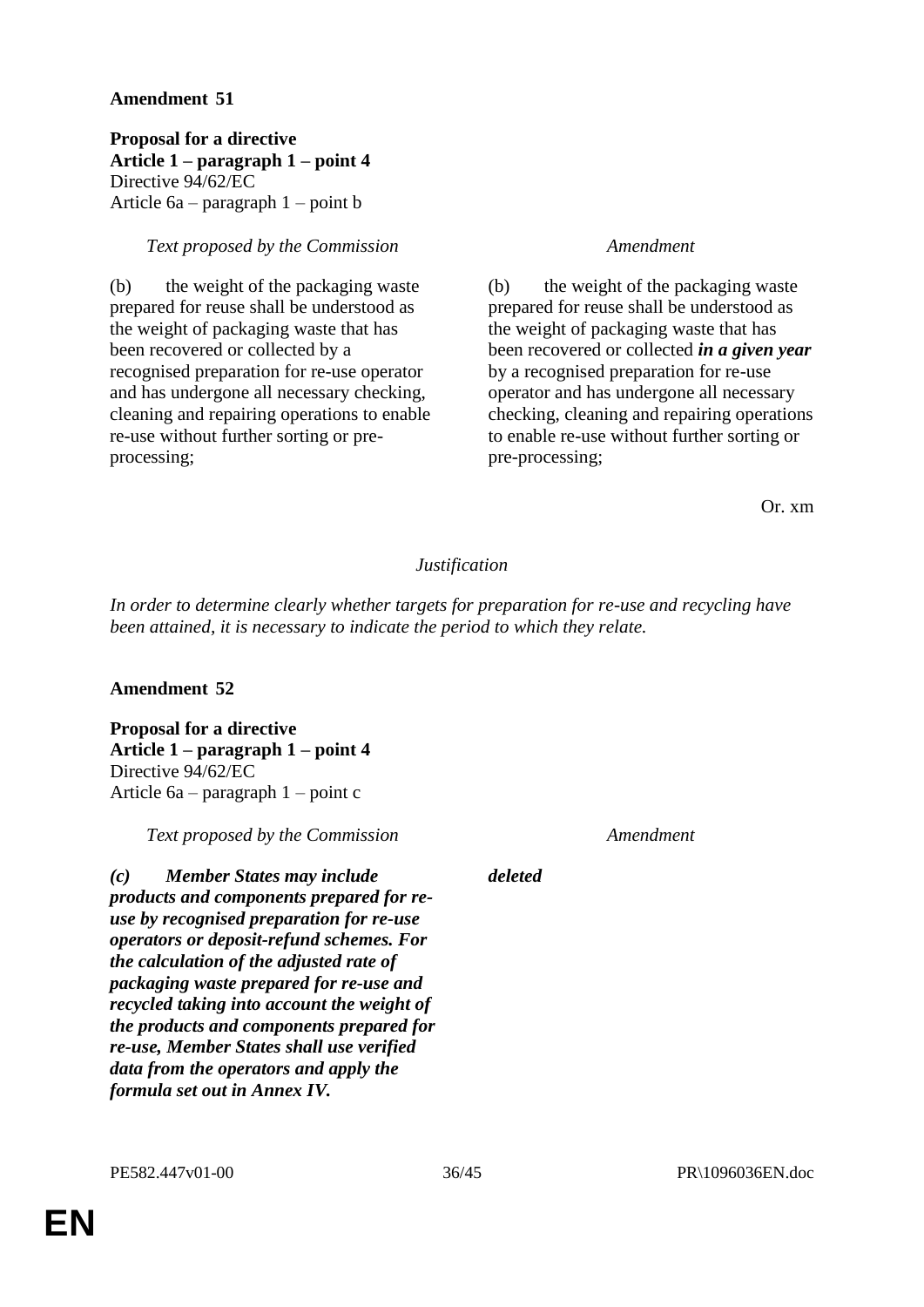**Amendment 51**

**Proposal for a directive**
**Article 1 – paragraph 1 – point 4**
Directive 94/62/EC
Article 6a – paragraph 1 – point b

| *Text proposed by the Commission* | *Amendment* |
|---|---|
| (b) the weight of the packaging waste prepared for reuse shall be understood as the weight of packaging waste that has been recovered or collected by a recognised preparation for re-use operator and has undergone all necessary checking, cleaning and repairing operations to enable re-use without further sorting or pre-processing; | (b) the weight of the packaging waste prepared for reuse shall be understood as the weight of packaging waste that has been recovered or collected ***in a given year*** by a recognised preparation for re-use operator and has undergone all necessary checking, cleaning and repairing operations to enable re-use without further sorting or pre-processing; |

Or. xm

*Justification*

*In order to determine clearly whether targets for preparation for re-use and recycling have been attained, it is necessary to indicate the period to which they relate.*

**Amendment 52**

**Proposal for a directive**
**Article 1 – paragraph 1 – point 4**
Directive 94/62/EC
Article 6a – paragraph 1 – point c

| *Text proposed by the Commission* | *Amendment* |
|---|---|
| ***(c) Member States may include products and components prepared for re-use by recognised preparation for re-use operators or deposit-refund schemes. For the calculation of the adjusted rate of packaging waste prepared for re-use and recycled taking into account the weight of the products and components prepared for re-use, Member States shall use verified data from the operators and apply the formula set out in Annex IV.*** | ***deleted*** |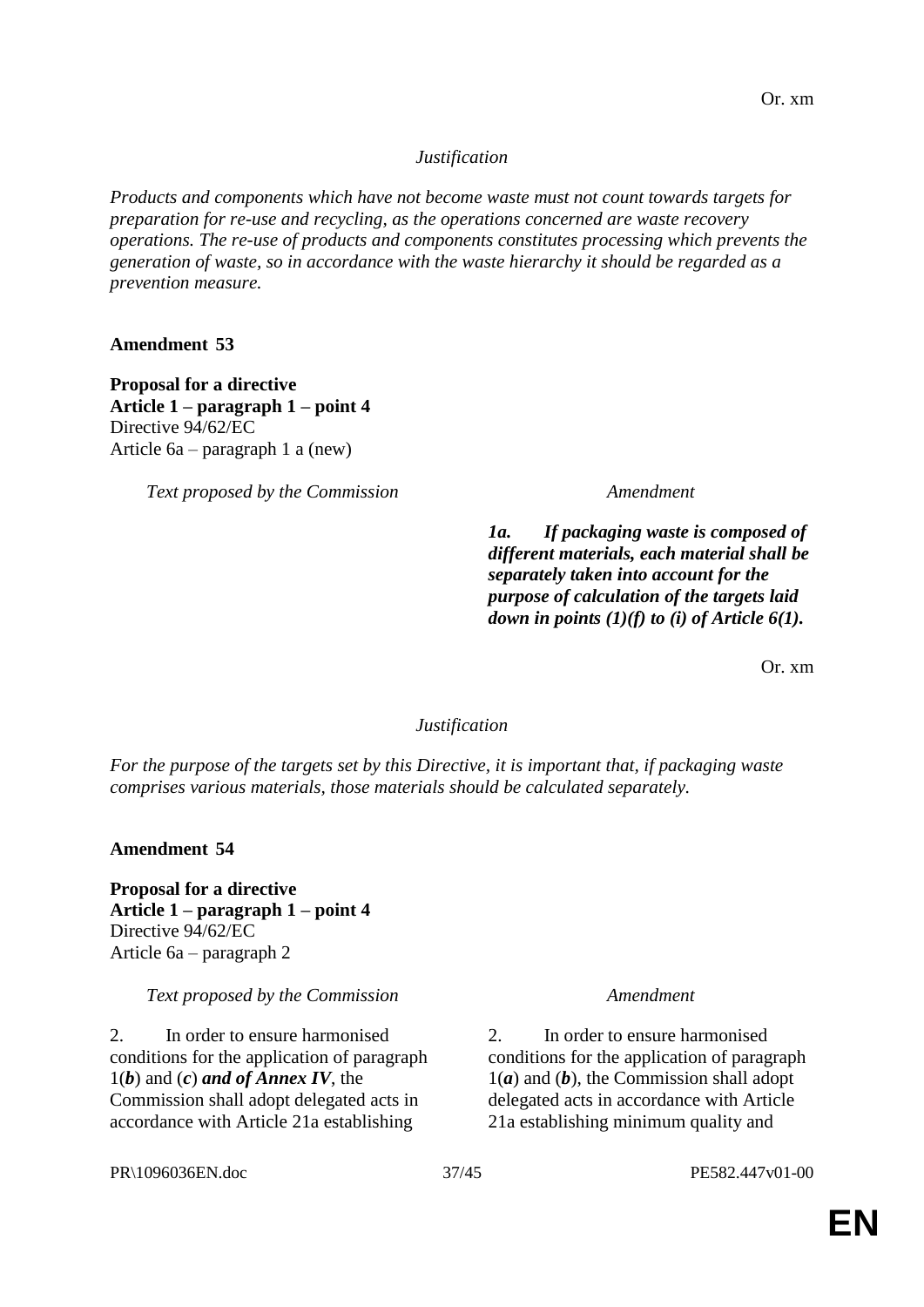Or. xm

*Justification*

*Products and components which have not become waste must not count towards targets for preparation for re-use and recycling, as the operations concerned are waste recovery operations. The re-use of products and components constitutes processing which prevents the generation of waste, so in accordance with the waste hierarchy it should be regarded as a prevention measure.*

**Amendment 53**

**Proposal for a directive**
**Article 1 – paragraph 1 – point 4**
Directive 94/62/EC
Article 6a – paragraph 1 a (new)

| *Text proposed by the Commission* | *Amendment* |
| --- | --- |
| | ***1a. If packaging waste is composed of different materials, each material shall be separately taken into account for the purpose of calculation of the targets laid down in points (1)(f) to (i) of Article 6(1).*** |

Or. xm

*Justification*

*For the purpose of the targets set by this Directive, it is important that, if packaging waste comprises various materials, those materials should be calculated separately.*

**Amendment 54**

**Proposal for a directive**
**Article 1 – paragraph 1 – point 4**
Directive 94/62/EC
Article 6a – paragraph 2

| *Text proposed by the Commission* | *Amendment* |
| --- | --- |
| 2. In order to ensure harmonised conditions for the application of paragraph 1(***b***) and (***c***) ***and of Annex IV***, the Commission shall adopt delegated acts in accordance with Article 21a establishing | 2. In order to ensure harmonised conditions for the application of paragraph 1(***a***) and (***b***), the Commission shall adopt delegated acts in accordance with Article 21a establishing minimum quality and |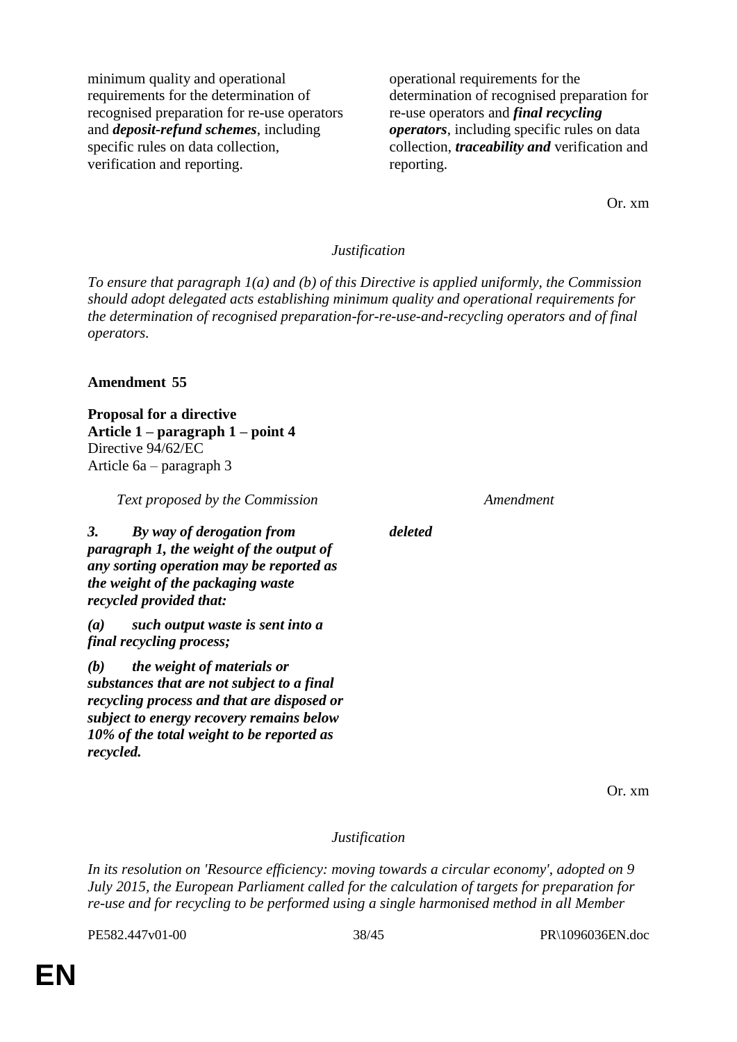| | |
|---|---|
| minimum quality and operational requirements for the determination of recognised preparation for re-use operators and ***deposit-refund schemes***, including specific rules on data collection, verification and reporting. | operational requirements for the determination of recognised preparation for re-use operators and ***final recycling operators***, including specific rules on data collection, ***traceability and*** verification and reporting. |

Or. xm

*Justification*

*To ensure that paragraph 1(a) and (b) of this Directive is applied uniformly, the Commission should adopt delegated acts establishing minimum quality and operational requirements for the determination of recognised preparation-for-re-use-and-recycling operators and of final operators.*

**Amendment 55**

**Proposal for a directive**
**Article 1 – paragraph 1 – point 4**
Directive 94/62/EC
Article 6a – paragraph 3

| *Text proposed by the Commission* | *Amendment* |
|---|---|
| ***3. By way of derogation from paragraph 1, the weight of the output of any sorting operation may be reported as the weight of the packaging waste recycled provided that:*** | ***deleted*** |
| ***(a) such output waste is sent into a final recycling process;*** | |
| ***(b) the weight of materials or substances that are not subject to a final recycling process and that are disposed or subject to energy recovery remains below 10% of the total weight to be reported as recycled.*** | |

Or. xm

*Justification*

*In its resolution on 'Resource efficiency: moving towards a circular economy', adopted on 9 July 2015, the European Parliament called for the calculation of targets for preparation for re-use and for recycling to be performed using a single harmonised method in all Member*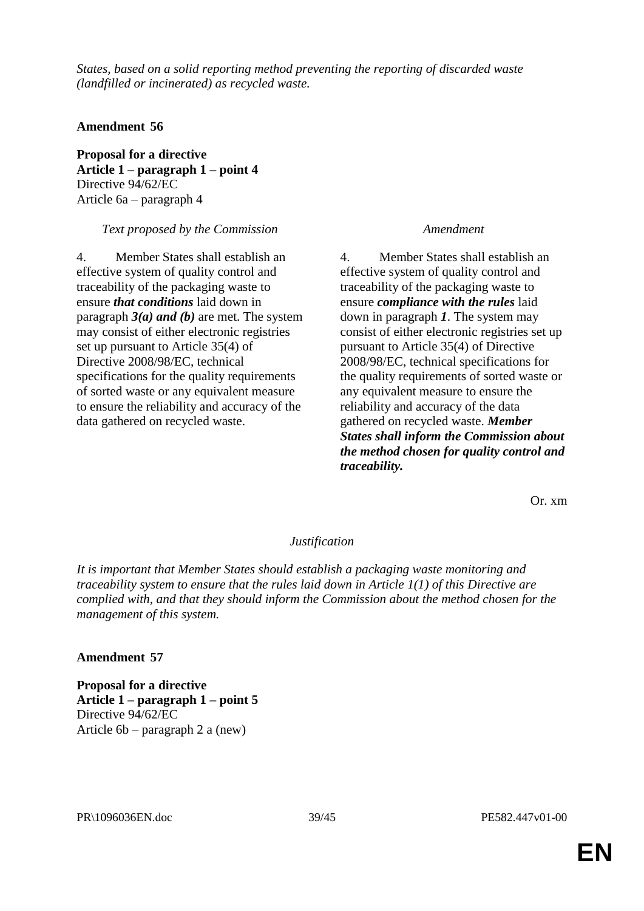*States, based on a solid reporting method preventing the reporting of discarded waste (landfilled or incinerated) as recycled waste.*

**Amendment 56**

**Proposal for a directive**
**Article 1 – paragraph 1 – point 4**
Directive 94/62/EC
Article 6a – paragraph 4

| *Text proposed by the Commission* | *Amendment* |
|---|---|
| 4. Member States shall establish an effective system of quality control and traceability of the packaging waste to ensure ***that conditions*** laid down in paragraph ***3(a) and (b)*** are met. The system may consist of either electronic registries set up pursuant to Article 35(4) of Directive 2008/98/EC, technical specifications for the quality requirements of sorted waste or any equivalent measure to ensure the reliability and accuracy of the data gathered on recycled waste. | 4. Member States shall establish an effective system of quality control and traceability of the packaging waste to ensure ***compliance with the rules*** laid down in paragraph ***1***. The system may consist of either electronic registries set up pursuant to Article 35(4) of Directive 2008/98/EC, technical specifications for the quality requirements of sorted waste or any equivalent measure to ensure the reliability and accuracy of the data gathered on recycled waste. ***Member States shall inform the Commission about the method chosen for quality control and traceability.*** |

Or. xm

*Justification*

*It is important that Member States should establish a packaging waste monitoring and traceability system to ensure that the rules laid down in Article 1(1) of this Directive are complied with, and that they should inform the Commission about the method chosen for the management of this system.*

**Amendment 57**

**Proposal for a directive**
**Article 1 – paragraph 1 – point 5**
Directive 94/62/EC
Article 6b – paragraph 2 a (new)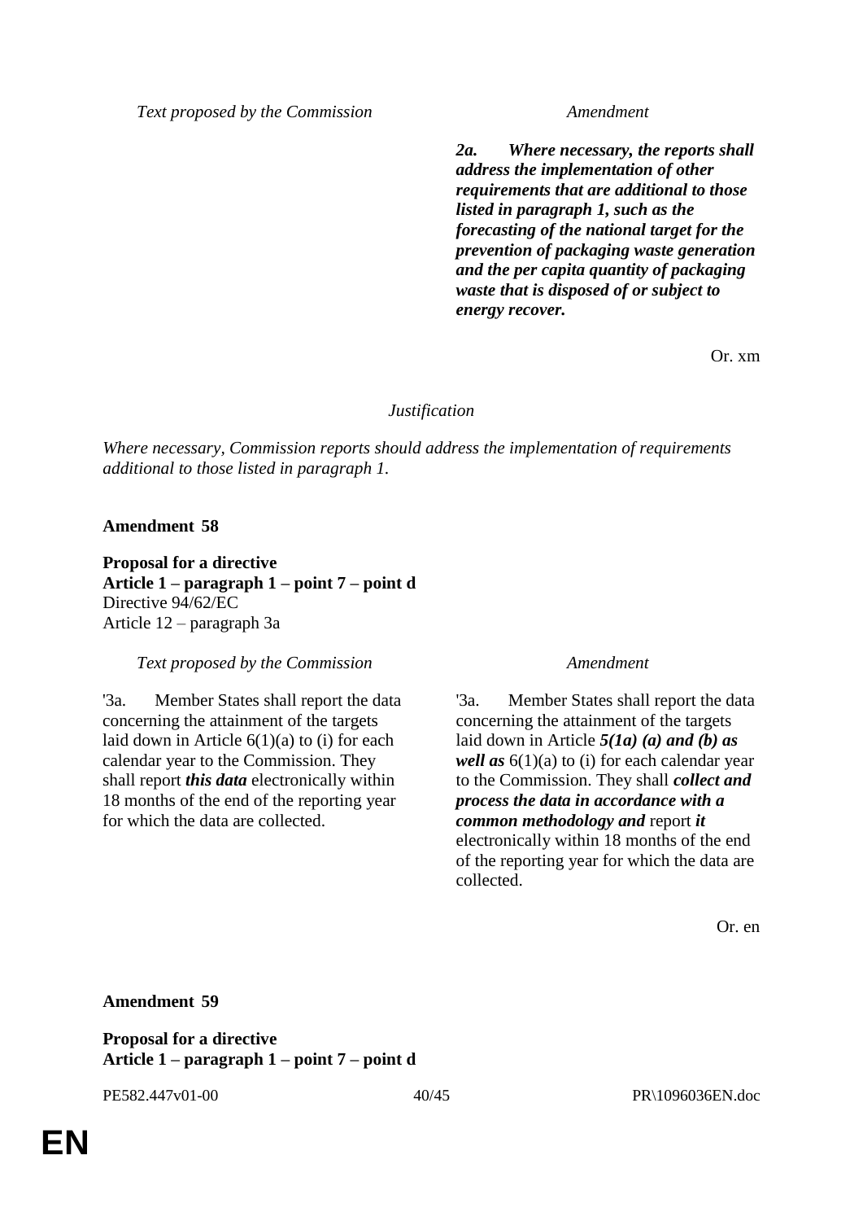| Text proposed by the Commission | Amendment |
|---|---|
| | ***2a. Where necessary, the reports shall address the implementation of other requirements that are additional to those listed in paragraph 1, such as the forecasting of the national target for the prevention of packaging waste generation and the per capita quantity of packaging waste that is disposed of or subject to energy recover.*** |

Or. xm

*Justification*

*Where necessary, Commission reports should address the implementation of requirements additional to those listed in paragraph 1.*

**Amendment 58**

**Proposal for a directive**
**Article 1 – paragraph 1 – point 7 – point d**
Directive 94/62/EC
Article 12 – paragraph 3a

| Text proposed by the Commission | Amendment |
|---|---|
| '3a. Member States shall report the data concerning the attainment of the targets laid down in Article 6(1)(a) to (i) for each calendar year to the Commission. They shall report ***this data*** electronically within 18 months of the end of the reporting year for which the data are collected. | '3a. Member States shall report the data concerning the attainment of the targets laid down in Article ***5(1a) (a) and (b) as well as*** 6(1)(a) to (i) for each calendar year to the Commission. They shall ***collect and process the data in accordance with a common methodology and*** report ***it*** electronically within 18 months of the end of the reporting year for which the data are collected. |

Or. en

**Amendment 59**

**Proposal for a directive**
**Article 1 – paragraph 1 – point 7 – point d**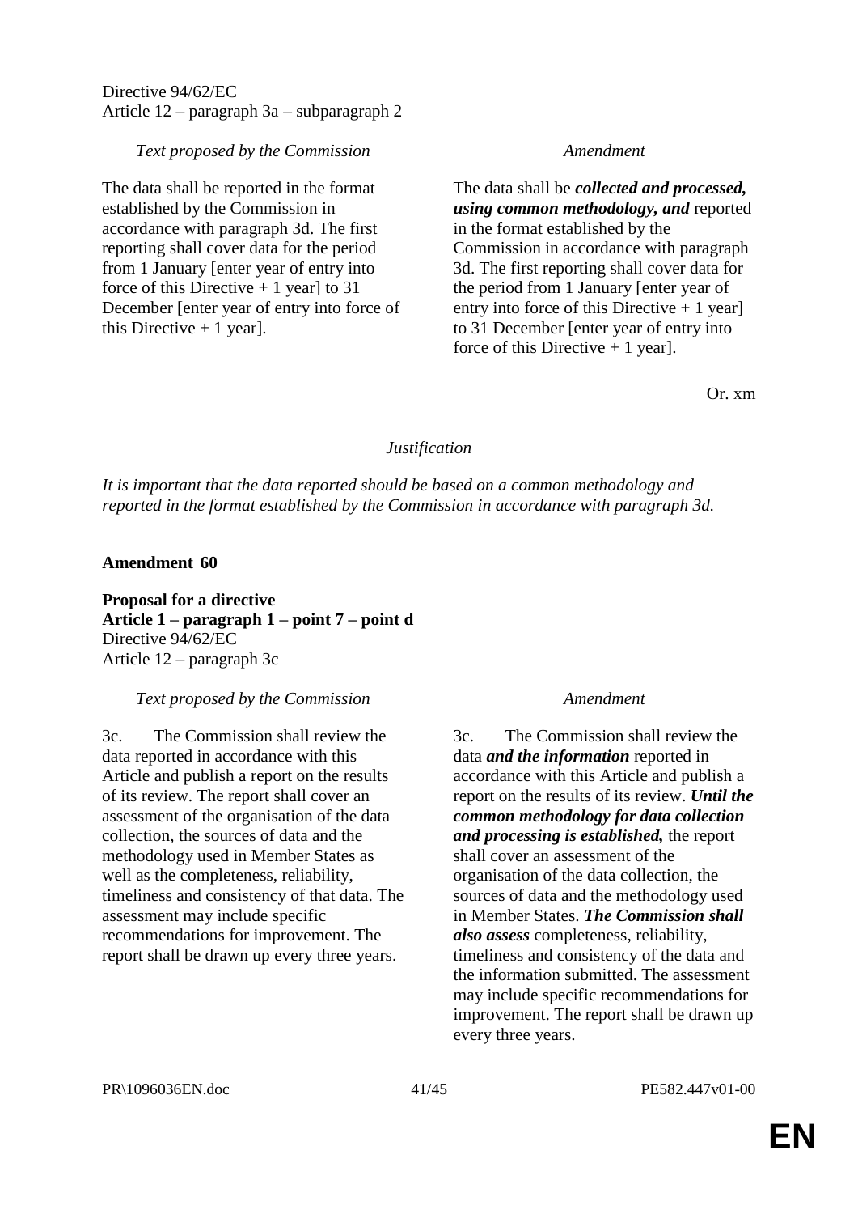Directive 94/62/EC
Article 12 – paragraph 3a – subparagraph 2

| *Text proposed by the Commission* | *Amendment* |
|---|---|
| The data shall be reported in the format established by the Commission in accordance with paragraph 3d. The first reporting shall cover data for the period from 1 January [enter year of entry into force of this Directive + 1 year] to 31 December [enter year of entry into force of this Directive + 1 year]. | The data shall be ***collected and processed, using common methodology, and*** reported in the format established by the Commission in accordance with paragraph 3d. The first reporting shall cover data for the period from 1 January [enter year of entry into force of this Directive + 1 year] to 31 December [enter year of entry into force of this Directive + 1 year]. |

Or. xm

*Justification*

*It is important that the data reported should be based on a common methodology and reported in the format established by the Commission in accordance with paragraph 3d.*

**Amendment 60**

**Proposal for a directive**
**Article 1 – paragraph 1 – point 7 – point d**
Directive 94/62/EC
Article 12 – paragraph 3c

| *Text proposed by the Commission* | *Amendment* |
|---|---|
| 3c. The Commission shall review the data reported in accordance with this Article and publish a report on the results of its review. The report shall cover an assessment of the organisation of the data collection, the sources of data and the methodology used in Member States as well as the completeness, reliability, timeliness and consistency of that data. The assessment may include specific recommendations for improvement. The report shall be drawn up every three years. | 3c. The Commission shall review the data ***and the information*** reported in accordance with this Article and publish a report on the results of its review. ***Until the common methodology for data collection and processing is established,*** the report shall cover an assessment of the organisation of the data collection, the sources of data and the methodology used in Member States. ***The Commission shall also assess*** completeness, reliability, timeliness and consistency of the data and the information submitted. The assessment may include specific recommendations for improvement. The report shall be drawn up every three years. |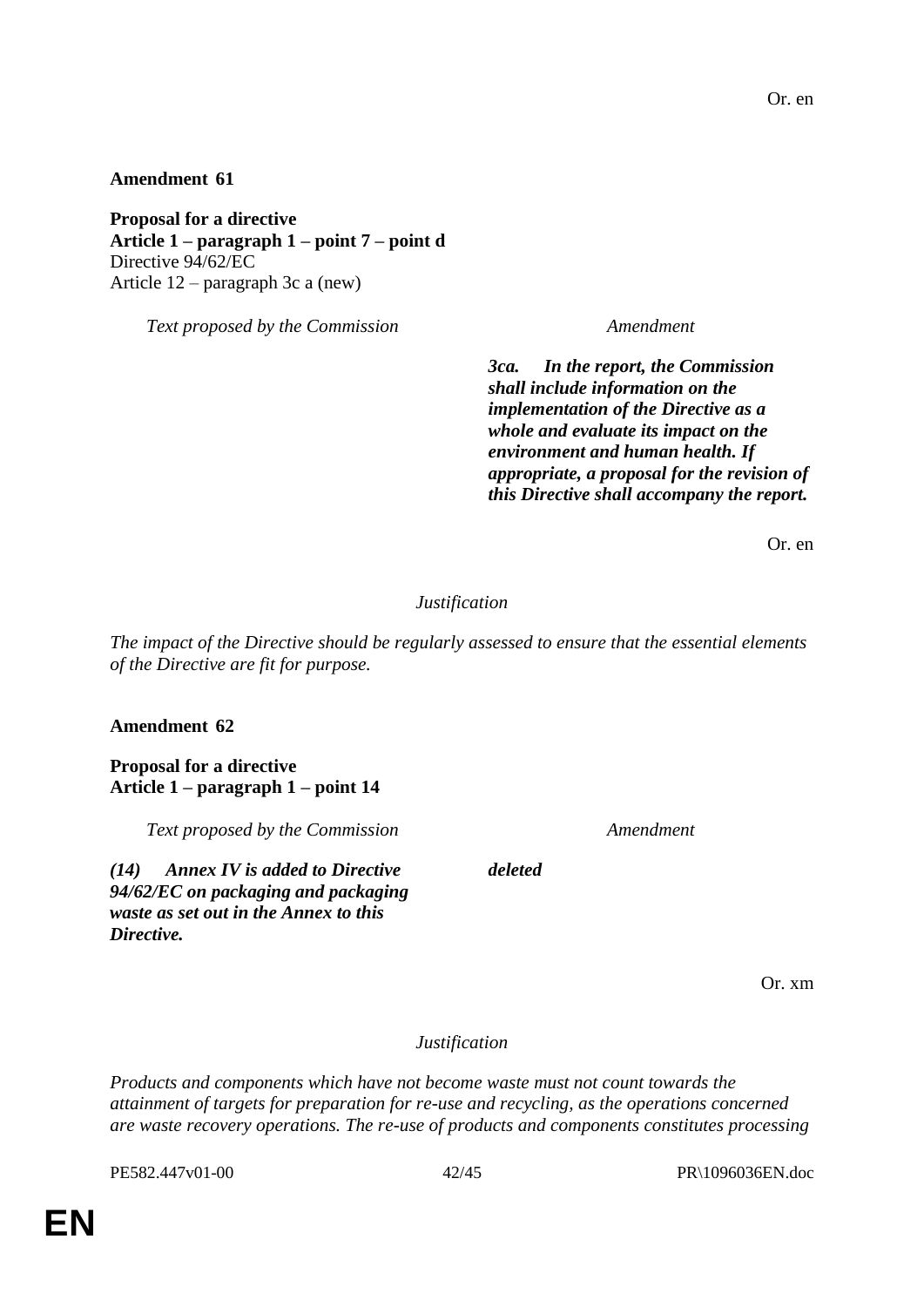Or. en

**Amendment 61**

**Proposal for a directive**
**Article 1 – paragraph 1 – point 7 – point d**
Directive 94/62/EC
Article 12 – paragraph 3c a (new)

| *Text proposed by the Commission* | *Amendment* |
|---|---|
| | ***3ca. In the report, the Commission shall include information on the implementation of the Directive as a whole and evaluate its impact on the environment and human health. If appropriate, a proposal for the revision of this Directive shall accompany the report.*** |

Or. en

*Justification*

*The impact of the Directive should be regularly assessed to ensure that the essential elements of the Directive are fit for purpose.*

**Amendment 62**

**Proposal for a directive**
**Article 1 – paragraph 1 – point 14**

| *Text proposed by the Commission* | *Amendment* |
|---|---|
| ***(14) Annex IV is added to Directive 94/62/EC on packaging and packaging waste as set out in the Annex to this Directive.*** | ***deleted*** |

Or. xm

*Justification*

*Products and components which have not become waste must not count towards the attainment of targets for preparation for re-use and recycling, as the operations concerned are waste recovery operations. The re-use of products and components constitutes processing*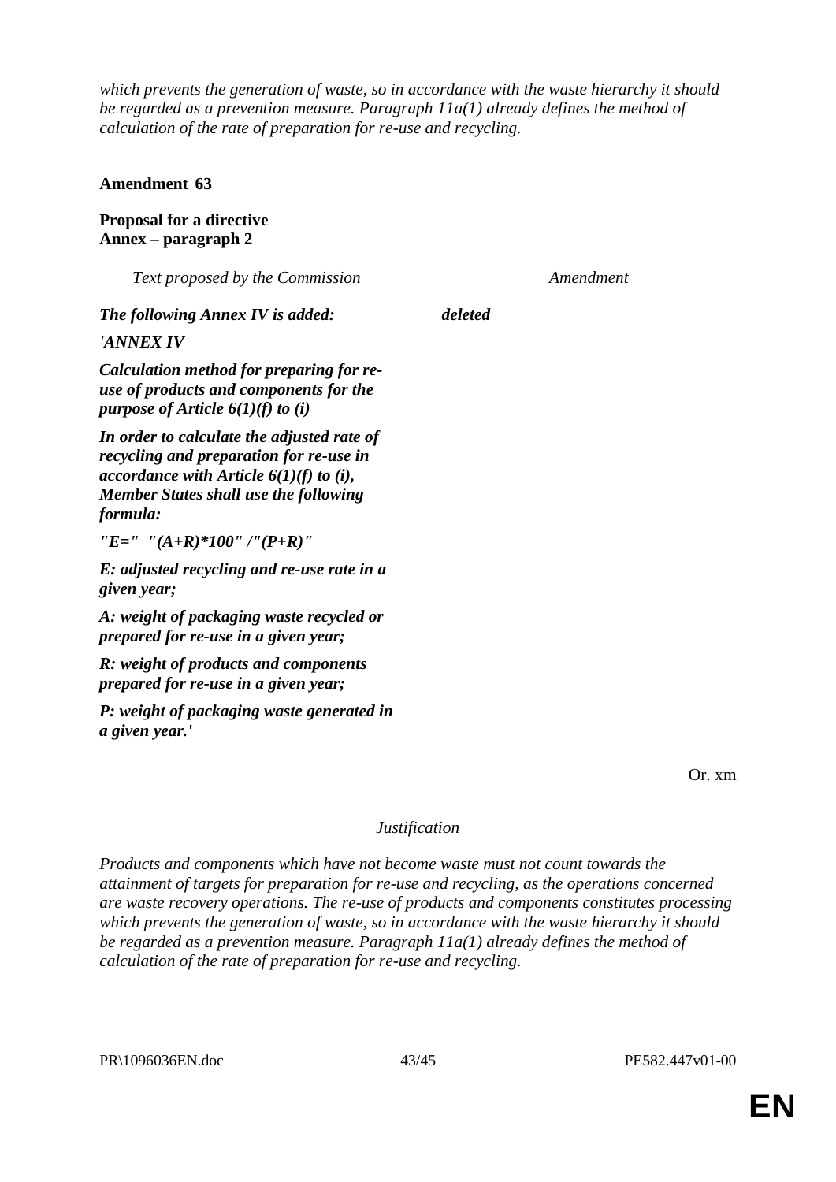*which prevents the generation of waste, so in accordance with the waste hierarchy it should be regarded as a prevention measure. Paragraph 11a(1) already defines the method of calculation of the rate of preparation for re-use and recycling.*

**Amendment 63**

**Proposal for a directive**
**Annex – paragraph 2**

| *Text proposed by the Commission* | *Amendment* |
|---|---|
| ***The following Annex IV is added:*** | ***deleted*** |
| ***'ANNEX IV*** | |
| ***Calculation method for preparing for re-use of products and components for the purpose of Article 6(1)(f) to (i)*** | |
| ***In order to calculate the adjusted rate of recycling and preparation for re-use in accordance with Article 6(1)(f) to (i), Member States shall use the following formula:*** | |
| ***"E=" "(A+R)\*100" /"(P+R)"*** | |
| ***E: adjusted recycling and re-use rate in a given year;*** | |
| ***A: weight of packaging waste recycled or prepared for re-use in a given year;*** | |
| ***R: weight of products and components prepared for re-use in a given year;*** | |
| ***P: weight of packaging waste generated in a given year.'*** | |

Or. xm

*Justification*

*Products and components which have not become waste must not count towards the attainment of targets for preparation for re-use and recycling, as the operations concerned are waste recovery operations. The re-use of products and components constitutes processing which prevents the generation of waste, so in accordance with the waste hierarchy it should be regarded as a prevention measure. Paragraph 11a(1) already defines the method of calculation of the rate of preparation for re-use and recycling.*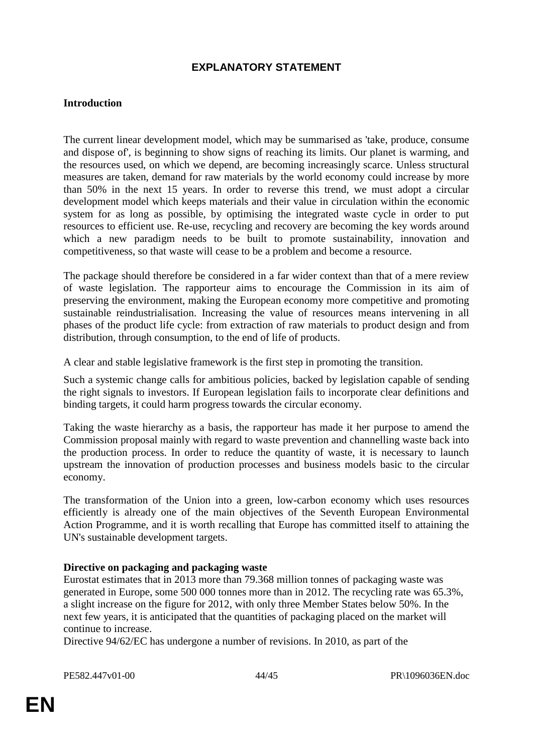## EXPLANATORY STATEMENT

### Introduction

The current linear development model, which may be summarised as 'take, produce, consume and dispose of', is beginning to show signs of reaching its limits. Our planet is warming, and the resources used, on which we depend, are becoming increasingly scarce. Unless structural measures are taken, demand for raw materials by the world economy could increase by more than 50% in the next 15 years. In order to reverse this trend, we must adopt a circular development model which keeps materials and their value in circulation within the economic system for as long as possible, by optimising the integrated waste cycle in order to put resources to efficient use. Re-use, recycling and recovery are becoming the key words around which a new paradigm needs to be built to promote sustainability, innovation and competitiveness, so that waste will cease to be a problem and become a resource.

The package should therefore be considered in a far wider context than that of a mere review of waste legislation. The rapporteur aims to encourage the Commission in its aim of preserving the environment, making the European economy more competitive and promoting sustainable reindustrialisation. Increasing the value of resources means intervening in all phases of the product life cycle: from extraction of raw materials to product design and from distribution, through consumption, to the end of life of products.

A clear and stable legislative framework is the first step in promoting the transition.

Such a systemic change calls for ambitious policies, backed by legislation capable of sending the right signals to investors. If European legislation fails to incorporate clear definitions and binding targets, it could harm progress towards the circular economy.

Taking the waste hierarchy as a basis, the rapporteur has made it her purpose to amend the Commission proposal mainly with regard to waste prevention and channelling waste back into the production process. In order to reduce the quantity of waste, it is necessary to launch upstream the innovation of production processes and business models basic to the circular economy.

The transformation of the Union into a green, low-carbon economy which uses resources efficiently is already one of the main objectives of the Seventh European Environmental Action Programme, and it is worth recalling that Europe has committed itself to attaining the UN's sustainable development targets.

### Directive on packaging and packaging waste

Eurostat estimates that in 2013 more than 79.368 million tonnes of packaging waste was generated in Europe, some 500 000 tonnes more than in 2012. The recycling rate was 65.3%, a slight increase on the figure for 2012, with only three Member States below 50%. In the next few years, it is anticipated that the quantities of packaging placed on the market will continue to increase.

Directive 94/62/EC has undergone a number of revisions. In 2010, as part of the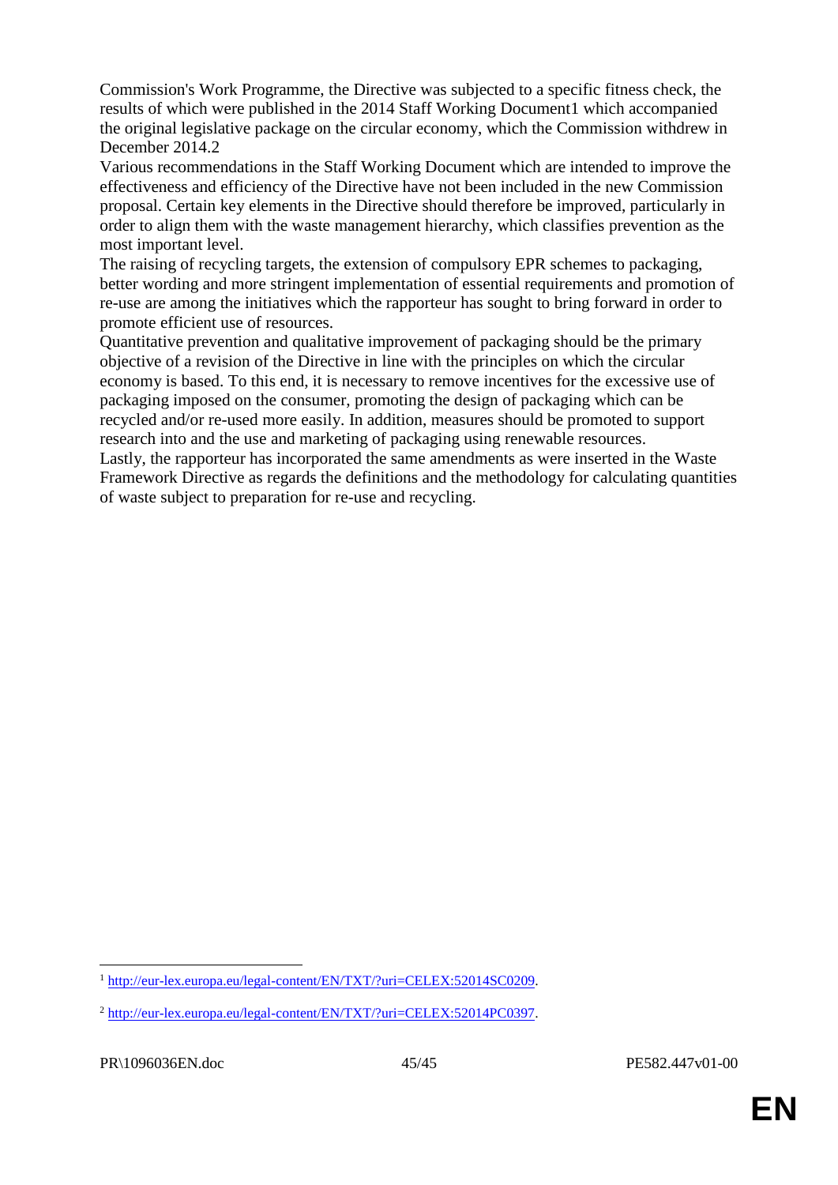Commission's Work Programme, the Directive was subjected to a specific fitness check, the results of which were published in the 2014 Staff Working Document[1] which accompanied the original legislative package on the circular economy, which the Commission withdrew in December 2014.[2]

Various recommendations in the Staff Working Document which are intended to improve the effectiveness and efficiency of the Directive have not been included in the new Commission proposal. Certain key elements in the Directive should therefore be improved, particularly in order to align them with the waste management hierarchy, which classifies prevention as the most important level.

The raising of recycling targets, the extension of compulsory EPR schemes to packaging, better wording and more stringent implementation of essential requirements and promotion of re-use are among the initiatives which the rapporteur has sought to bring forward in order to promote efficient use of resources.

Quantitative prevention and qualitative improvement of packaging should be the primary objective of a revision of the Directive in line with the principles on which the circular economy is based. To this end, it is necessary to remove incentives for the excessive use of packaging imposed on the consumer, promoting the design of packaging which can be recycled and/or re-used more easily. In addition, measures should be promoted to support research into and the use and marketing of packaging using renewable resources.

Lastly, the rapporteur has incorporated the same amendments as were inserted in the Waste Framework Directive as regards the definitions and the methodology for calculating quantities of waste subject to preparation for re-use and recycling.

---

[1] http://eur-lex.europa.eu/legal-content/EN/TXT/?uri=CELEX:52014SC0209.

[2] http://eur-lex.europa.eu/legal-content/EN/TXT/?uri=CELEX:52014PC0397.